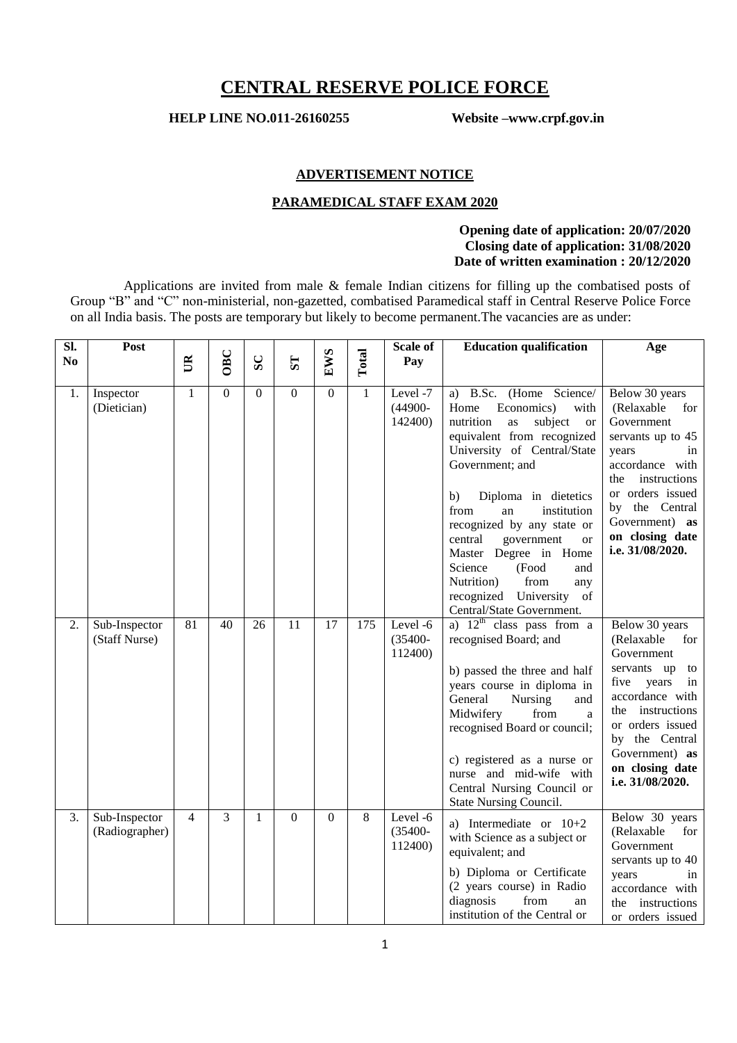# CENTRAL RESERVE POLICE FORCE

**HELP LINE NO.011-26160255** **Website –www.crpf.gov.in**

## ADVERTISEMENT NOTICE

## PARAMEDICAL STAFF EXAM 2020

**Opening date of application: 20/07/2020**
**Closing date of application: 31/08/2020**
**Date of written examination : 20/12/2020**

Applications are invited from male & female Indian citizens for filling up the combatised posts of Group "B" and "C" non-ministerial, non-gazetted, combatised Paramedical staff in Central Reserve Police Force on all India basis. The posts are temporary but likely to become permanent.The vacancies are as under:

| Sl. No | Post | UR | OBC | SC | ST | EWS | Total | Scale of Pay | Education qualification | Age |
|---|---|---|---|---|---|---|---|---|---|---|
| 1. | Inspector (Dietician) | 1 | 0 | 0 | 0 | 0 | 1 | Level -7 (44900-142400) | a) B.Sc. (Home Science/ Home Economics) with nutrition as subject or equivalent from recognized University of Central/State Government; and<br><br>b) Diploma in dietetics from an institution recognized by any state or central government or Master Degree in Home Science (Food and Nutrition) from any recognized University of Central/State Government. | Below 30 years (Relaxable for Government servants up to 45 years in accordance with the instructions or orders issued by the Central Government) **as on closing date i.e. 31/08/2020.** |
| 2. | Sub-Inspector (Staff Nurse) | 81 | 40 | 26 | 11 | 17 | 175 | Level -6 (35400-112400) | a) 12th class pass from a recognised Board; and<br><br>b) passed the three and half years course in diploma in General Nursing and Midwifery from a recognised Board or council;<br><br>c) registered as a nurse or nurse and mid-wife with Central Nursing Council or State Nursing Council. | Below 30 years (Relaxable for Government servants up to five years in accordance with the instructions or orders issued by the Central Government) **as on closing date i.e. 31/08/2020.** |
| 3. | Sub-Inspector (Radiographer) | 4 | 3 | 1 | 0 | 0 | 8 | Level -6 (35400-112400) | a) Intermediate or 10+2 with Science as a subject or equivalent; and<br><br>b) Diploma or Certificate (2 years course) in Radio diagnosis from an institution of the Central or | Below 30 years (Relaxable for Government servants up to 40 years in accordance with the instructions or orders issued |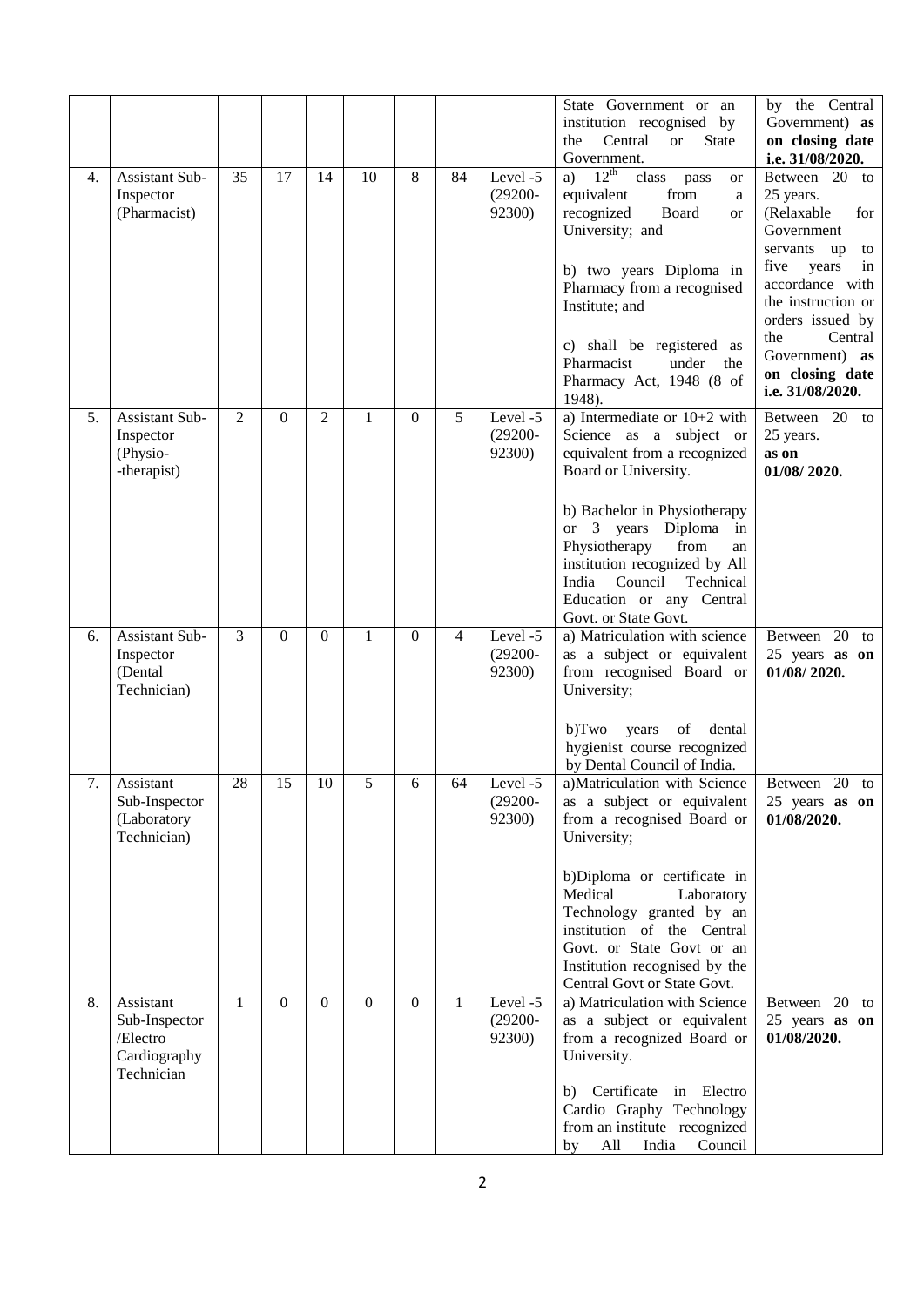| | | | | | | | | | | |
|---|---|---|---|---|---|---|---|---|---|---|
| | | | | | | | | | State Government or an institution recognised by the Central or State Government. | by the Central Government) **as on closing date i.e. 31/08/2020.** |
| 4. | Assistant Sub-Inspector (Pharmacist) | 35 | 17 | 14 | 10 | 8 | 84 | Level -5 (29200-92300) | a) $12^{th}$ class pass or equivalent from a recognized Board or University; and<br><br>b) two years Diploma in Pharmacy from a recognised Institute; and<br><br>c) shall be registered as Pharmacist under the Pharmacy Act, 1948 (8 of 1948). | Between 20 to 25 years. (Relaxable for Government servants up to five years in accordance with the instruction or orders issued by the Central Government) **as on closing date i.e. 31/08/2020.** |
| 5. | Assistant Sub-Inspector (Physio--therapist) | 2 | 0 | 2 | 1 | 0 | 5 | Level -5 (29200-92300) | a) Intermediate or 10+2 with Science as a subject or equivalent from a recognized Board or University.<br><br>b) Bachelor in Physiotherapy or 3 years Diploma in Physiotherapy from an institution recognized by All India Council Technical Education or any Central Govt. or State Govt. | Between 20 to 25 years. **as on 01/08/ 2020.** |
| 6. | Assistant Sub-Inspector (Dental Technician) | 3 | 0 | 0 | 1 | 0 | 4 | Level -5 (29200-92300) | a) Matriculation with science as a subject or equivalent from recognised Board or University;<br><br>b)Two years of dental hygienist course recognized by Dental Council of India. | Between 20 to 25 years **as on 01/08/ 2020.** |
| 7. | Assistant Sub-Inspector (Laboratory Technician) | 28 | 15 | 10 | 5 | 6 | 64 | Level -5 (29200-92300) | a)Matriculation with Science as a subject or equivalent from a recognised Board or University;<br><br>b)Diploma or certificate in Medical Laboratory Technology granted by an institution of the Central Govt. or State Govt or an Institution recognised by the Central Govt or State Govt. | Between 20 to 25 years **as on 01/08/2020.** |
| 8. | Assistant Sub-Inspector /Electro Cardiography Technician | 1 | 0 | 0 | 0 | 0 | 1 | Level -5 (29200-92300) | a) Matriculation with Science as a subject or equivalent from a recognized Board or University.<br><br>b) Certificate in Electro Cardio Graphy Technology from an institute recognized by All India Council | Between 20 to 25 years **as on 01/08/2020.** |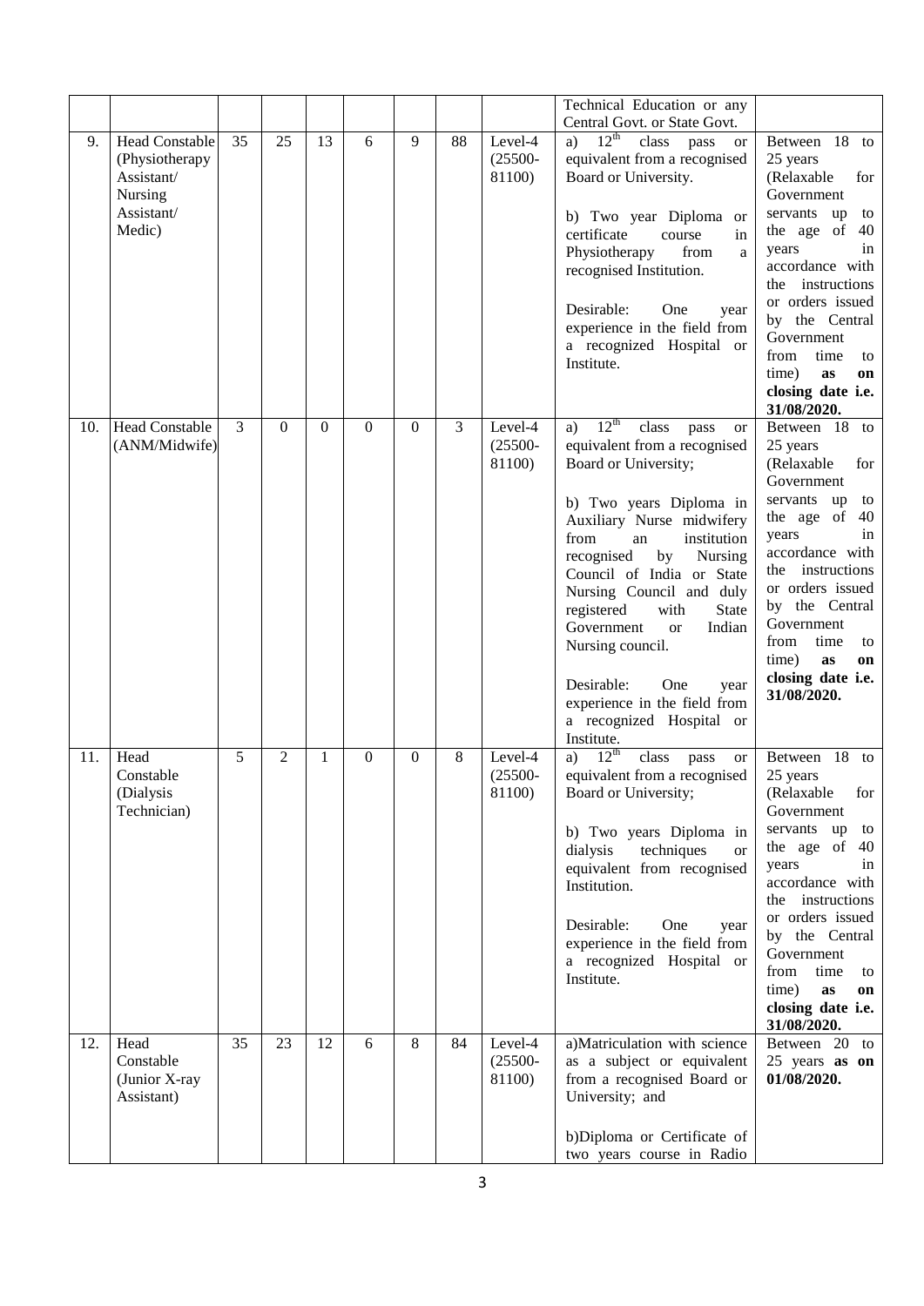| | | | | | | | | | | |
|---|---|---|---|---|---|---|---|---|---|---|
| | | | | | | | | | Technical Education or any Central Govt. or State Govt. | |
| 9. | Head Constable (Physiotherapy Assistant/ Nursing Assistant/ Medic) | 35 | 25 | 13 | 6 | 9 | 88 | Level-4 (25500-81100) | a) $12^{th}$ class pass or equivalent from a recognised Board or University.<br><br>b) Two year Diploma or certificate course in Physiotherapy from a recognised Institution.<br><br>Desirable: One year experience in the field from a recognized Hospital or Institute. | Between 18 to 25 years (Relaxable for Government servants up to the age of 40 years in accordance with the instructions or orders issued by the Central Government from time to time) **as on closing date i.e. 31/08/2020.** |
| 10. | Head Constable (ANM/Midwife) | 3 | 0 | 0 | 0 | 0 | 3 | Level-4 (25500-81100) | a) $12^{th}$ class pass or equivalent from a recognised Board or University;<br><br>b) Two years Diploma in Auxiliary Nurse midwifery from an institution recognised by Nursing Council of India or State Nursing Council and duly registered with State Government or Indian Nursing council.<br><br>Desirable: One year experience in the field from a recognized Hospital or Institute. | Between 18 to 25 years (Relaxable for Government servants up to the age of 40 years in accordance with the instructions or orders issued by the Central Government from time to time) **as on closing date i.e. 31/08/2020.** |
| 11. | Head Constable (Dialysis Technician) | 5 | 2 | 1 | 0 | 0 | 8 | Level-4 (25500-81100) | a) $12^{th}$ class pass or equivalent from a recognised Board or University;<br><br>b) Two years Diploma in dialysis techniques or equivalent from recognised Institution.<br><br>Desirable: One year experience in the field from a recognized Hospital or Institute. | Between 18 to 25 years (Relaxable for Government servants up to the age of 40 years in accordance with the instructions or orders issued by the Central Government from time to time) **as on closing date i.e. 31/08/2020.** |
| 12. | Head Constable (Junior X-ray Assistant) | 35 | 23 | 12 | 6 | 8 | 84 | Level-4 (25500-81100) | a)Matriculation with science as a subject or equivalent from a recognised Board or University; and<br><br>b)Diploma or Certificate of two years course in Radio | Between 20 to 25 years **as on 01/08/2020.** |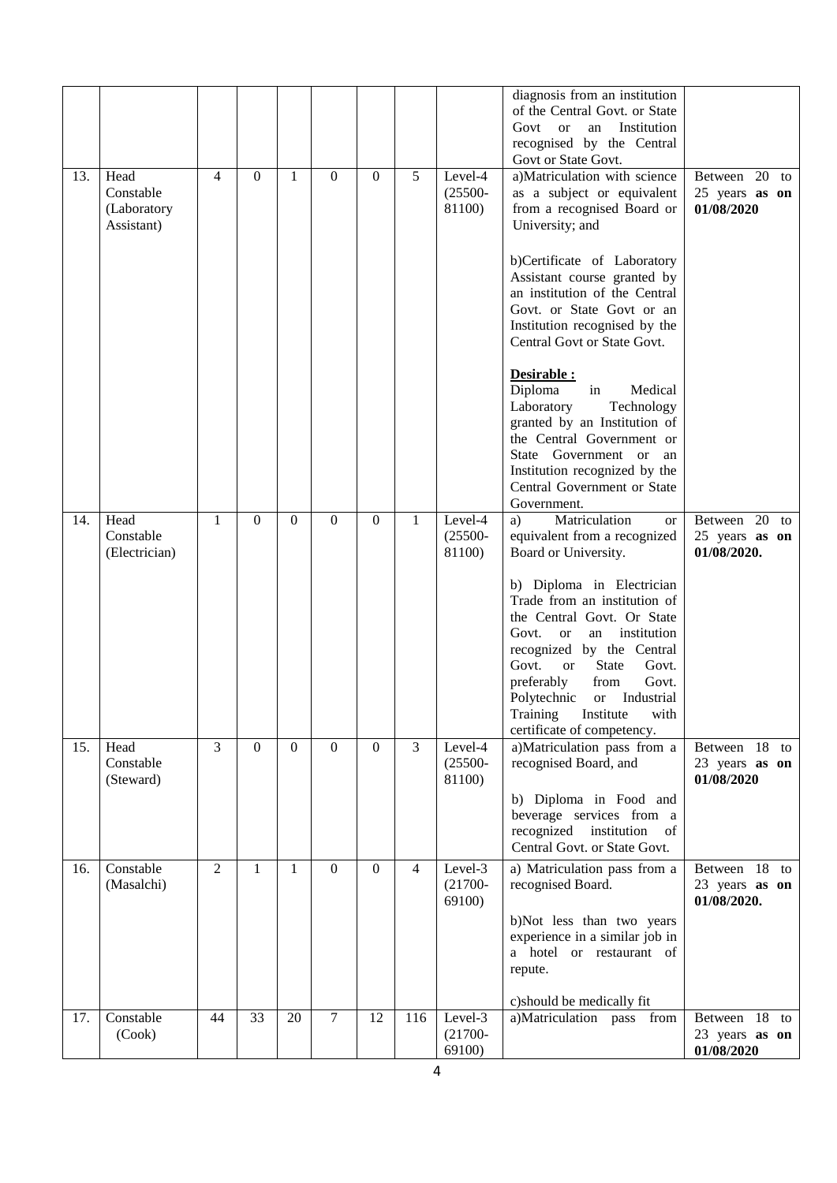| | | | | | | | | | | |
|---|---|---|---|---|---|---|---|---|---|---|
| | | | | | | | | | diagnosis from an institution of the Central Govt. or State Govt or an Institution recognised by the Central Govt or State Govt. | |
| 13. | Head Constable (Laboratory Assistant) | 4 | 0 | 1 | 0 | 0 | 5 | Level-4 (25500-81100) | a)Matriculation with science as a subject or equivalent from a recognised Board or University; and<br><br>b)Certificate of Laboratory Assistant course granted by an institution of the Central Govt. or State Govt or an Institution recognised by the Central Govt or State Govt.<br><br>**Desirable :**<br>Diploma in Medical Laboratory Technology granted by an Institution of the Central Government or State Government or an Institution recognized by the Central Government or State Government. | Between 20 to 25 years **as on 01/08/2020** |
| 14. | Head Constable (Electrician) | 1 | 0 | 0 | 0 | 0 | 1 | Level-4 (25500-81100) | a) Matriculation or equivalent from a recognized Board or University.<br><br>b) Diploma in Electrician Trade from an institution of the Central Govt. Or State Govt. or an institution recognized by the Central Govt. or State Govt. preferably from Govt. Polytechnic or Industrial Training Institute with certificate of competency. | Between 20 to 25 years **as on 01/08/2020.** |
| 15. | Head Constable (Steward) | 3 | 0 | 0 | 0 | 0 | 3 | Level-4 (25500-81100) | a)Matriculation pass from a recognised Board, and<br><br>b) Diploma in Food and beverage services from a recognized institution of Central Govt. or State Govt. | Between 18 to 23 years **as on 01/08/2020** |
| 16. | Constable (Masalchi) | 2 | 1 | 1 | 0 | 0 | 4 | Level-3 (21700-69100) | a) Matriculation pass from a recognised Board.<br><br>b)Not less than two years experience in a similar job in a hotel or restaurant of repute.<br><br>c)should be medically fit | Between 18 to 23 years **as on 01/08/2020.** |
| 17. | Constable (Cook) | 44 | 33 | 20 | 7 | 12 | 116 | Level-3 (21700-69100) | a)Matriculation pass from | Between 18 to 23 years **as on 01/08/2020** |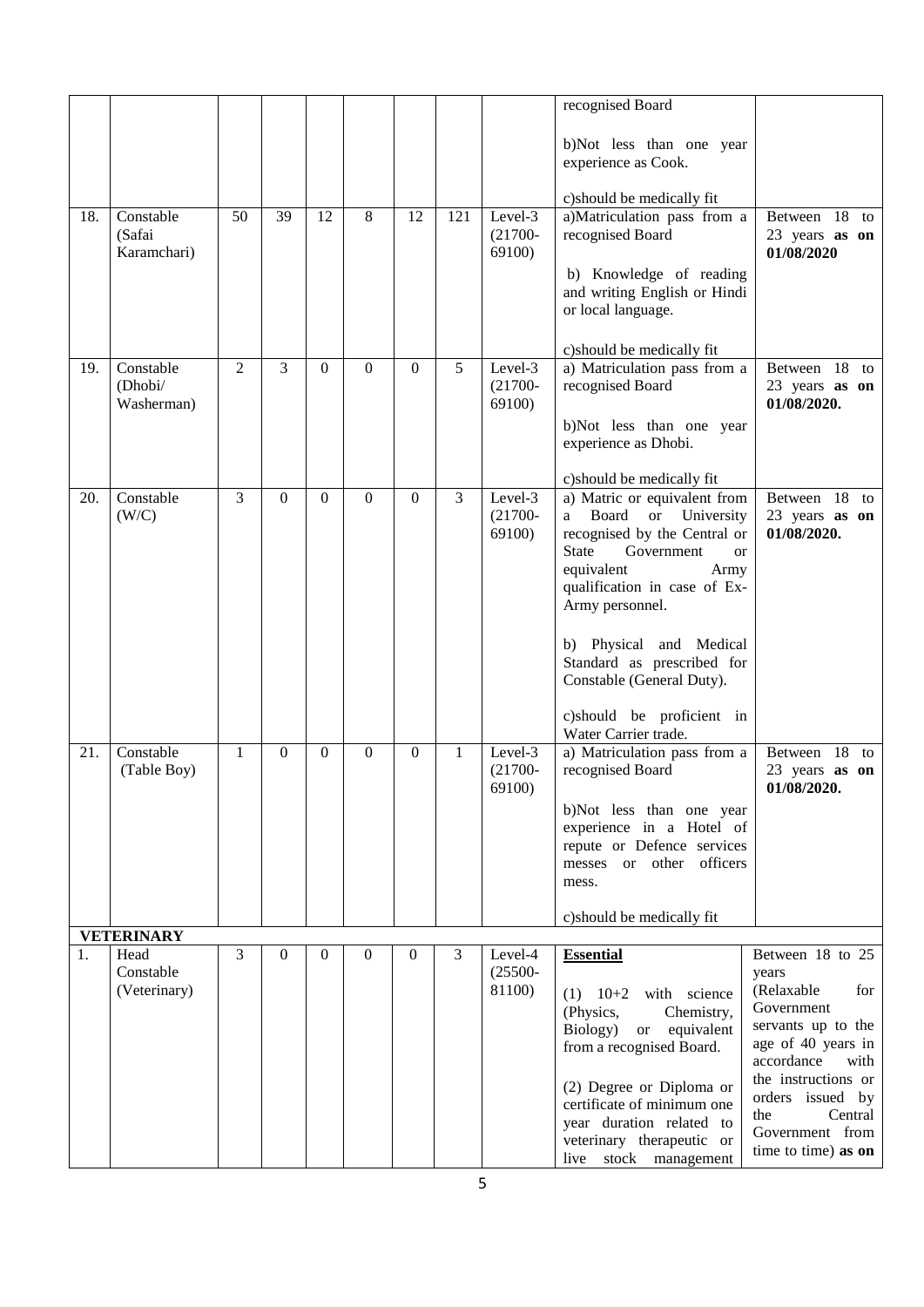| | | | | | | | | | | |
|---|---|---|---|---|---|---|---|---|---|---|
| | | | | | | | | | recognised Board<br><br>b)Not less than one year experience as Cook.<br><br>c)should be medically fit | |
| 18. | Constable (Safai Karamchari) | 50 | 39 | 12 | 8 | 12 | 121 | Level-3 (21700-69100) | a)Matriculation pass from a recognised Board<br><br>b) Knowledge of reading and writing English or Hindi or local language.<br><br>c)should be medically fit | Between 18 to 23 years **as on 01/08/2020** |
| 19. | Constable (Dhobi/ Washerman) | 2 | 3 | 0 | 0 | 0 | 5 | Level-3 (21700-69100) | a) Matriculation pass from a recognised Board<br><br>b)Not less than one year experience as Dhobi.<br><br>c)should be medically fit | Between 18 to 23 years **as on 01/08/2020.** |
| 20. | Constable (W/C) | 3 | 0 | 0 | 0 | 0 | 3 | Level-3 (21700-69100) | a) Matric or equivalent from a Board or University recognised by the Central or State Government or equivalent Army qualification in case of Ex-Army personnel.<br><br>b) Physical and Medical Standard as prescribed for Constable (General Duty).<br><br>c)should be proficient in Water Carrier trade. | Between 18 to 23 years **as on 01/08/2020.** |
| 21. | Constable (Table Boy) | 1 | 0 | 0 | 0 | 0 | 1 | Level-3 (21700-69100) | a) Matriculation pass from a recognised Board<br><br>b)Not less than one year experience in a Hotel of repute or Defence services messes or other officers mess.<br><br>c)should be medically fit | Between 18 to 23 years **as on 01/08/2020.** |
| | **VETERINARY** | | | | | | | | | |
| 1. | Head Constable (Veterinary) | 3 | 0 | 0 | 0 | 0 | 3 | Level-4 (25500-81100) | **Essential**<br><br>(1) 10+2 with science (Physics, Chemistry, Biology) or equivalent from a recognised Board.<br><br>(2) Degree or Diploma or certificate of minimum one year duration related to veterinary therapeutic or live stock management | Between 18 to 25 years (Relaxable for Government servants up to the age of 40 years in accordance with the instructions or orders issued by the Central Government from time to time) **as on** |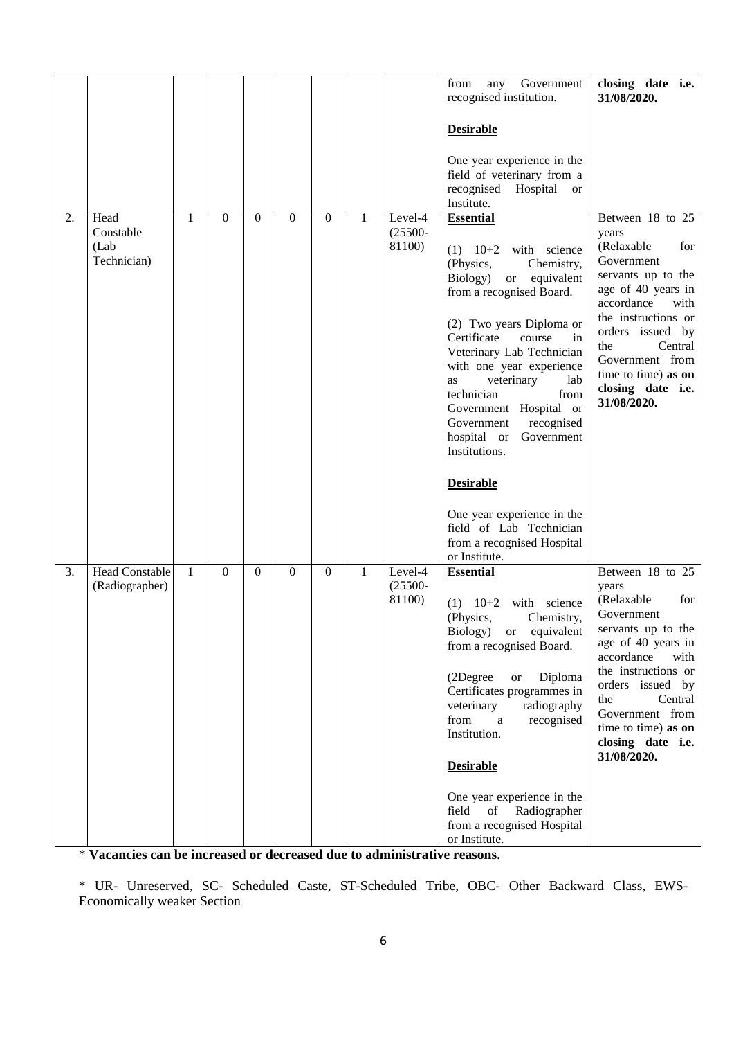| | | | | | | | | | from any Government recognised institution.<br><br>**Desirable**<br><br>One year experience in the field of veterinary from a recognised Hospital or Institute. | **closing date i.e. 31/08/2020.** |
|---|---|---|---|---|---|---|---|---|---|---|
| 2. | Head Constable (Lab Technician) | 1 | 0 | 0 | 0 | 0 | 1 | Level-4 (25500-81100) | **Essential**<br><br>(1) 10+2 with science (Physics, Chemistry, Biology) or equivalent from a recognised Board.<br><br>(2) Two years Diploma or Certificate course in Veterinary Lab Technician with one year experience as veterinary lab technician from Government Hospital or Government recognised hospital or Government Institutions.<br><br>**Desirable**<br><br>One year experience in the field of Lab Technician from a recognised Hospital or Institute. | Between 18 to 25 years (Relaxable for Government servants up to the age of 40 years in accordance with the instructions or orders issued by the Central Government from time to time) **as on closing date i.e. 31/08/2020.** |
| 3. | Head Constable (Radiographer) | 1 | 0 | 0 | 0 | 0 | 1 | Level-4 (25500-81100) | **Essential**<br><br>(1) 10+2 with science (Physics, Chemistry, Biology) or equivalent from a recognised Board.<br><br>(2Degree or Diploma Certificates programmes in veterinary radiography from a recognised Institution.<br><br>**Desirable**<br><br>One year experience in the field of Radiographer from a recognised Hospital or Institute. | Between 18 to 25 years (Relaxable for Government servants up to the age of 40 years in accordance with the instructions or orders issued by the Central Government from time to time) **as on closing date i.e. 31/08/2020.** |

\* **Vacancies can be increased or decreased due to administrative reasons.**

\* UR- Unreserved, SC- Scheduled Caste, ST-Scheduled Tribe, OBC- Other Backward Class, EWS- Economically weaker Section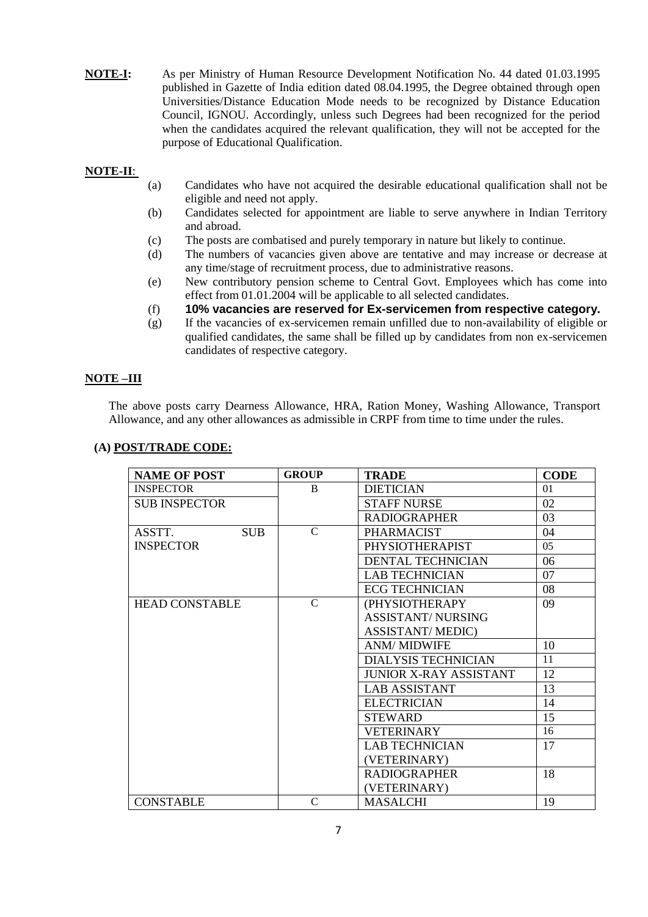**NOTE-I:** As per Ministry of Human Resource Development Notification No. 44 dated 01.03.1995 published in Gazette of India edition dated 08.04.1995, the Degree obtained through open Universities/Distance Education Mode needs to be recognized by Distance Education Council, IGNOU. Accordingly, unless such Degrees had been recognized for the period when the candidates acquired the relevant qualification, they will not be accepted for the purpose of Educational Qualification.

**NOTE-II**:

(a) Candidates who have not acquired the desirable educational qualification shall not be eligible and need not apply.

(b) Candidates selected for appointment are liable to serve anywhere in Indian Territory and abroad.

(c) The posts are combatised and purely temporary in nature but likely to continue.

(d) The numbers of vacancies given above are tentative and may increase or decrease at any time/stage of recruitment process, due to administrative reasons.

(e) New contributory pension scheme to Central Govt. Employees which has come into effect from 01.01.2004 will be applicable to all selected candidates.

(f) **10% vacancies are reserved for Ex-servicemen from respective category.**

(g) If the vacancies of ex-servicemen remain unfilled due to non-availability of eligible or qualified candidates, the same shall be filled up by candidates from non ex-servicemen candidates of respective category.

**NOTE –III**

The above posts carry Dearness Allowance, HRA, Ration Money, Washing Allowance, Transport Allowance, and any other allowances as admissible in CRPF from time to time under the rules.

**(A) POST/TRADE CODE:**

| NAME OF POST | GROUP | TRADE | CODE |
|---|---|---|---|
| INSPECTOR | B | DIETICIAN | 01 |
| SUB INSPECTOR | | STAFF NURSE | 02 |
| | | RADIOGRAPHER | 03 |
| ASSTT. SUB INSPECTOR | C | PHARMACIST | 04 |
| | | PHYSIOTHERAPIST | 05 |
| | | DENTAL TECHNICIAN | 06 |
| | | LAB TECHNICIAN | 07 |
| | | ECG TECHNICIAN | 08 |
| HEAD CONSTABLE | C | (PHYSIOTHERAPY ASSISTANT/ NURSING ASSISTANT/ MEDIC) | 09 |
| | | ANM/ MIDWIFE | 10 |
| | | DIALYSIS TECHNICIAN | 11 |
| | | JUNIOR X-RAY ASSISTANT | 12 |
| | | LAB ASSISTANT | 13 |
| | | ELECTRICIAN | 14 |
| | | STEWARD | 15 |
| | | VETERINARY | 16 |
| | | LAB TECHNICIAN (VETERINARY) | 17 |
| | | RADIOGRAPHER (VETERINARY) | 18 |
| CONSTABLE | C | MASALCHI | 19 |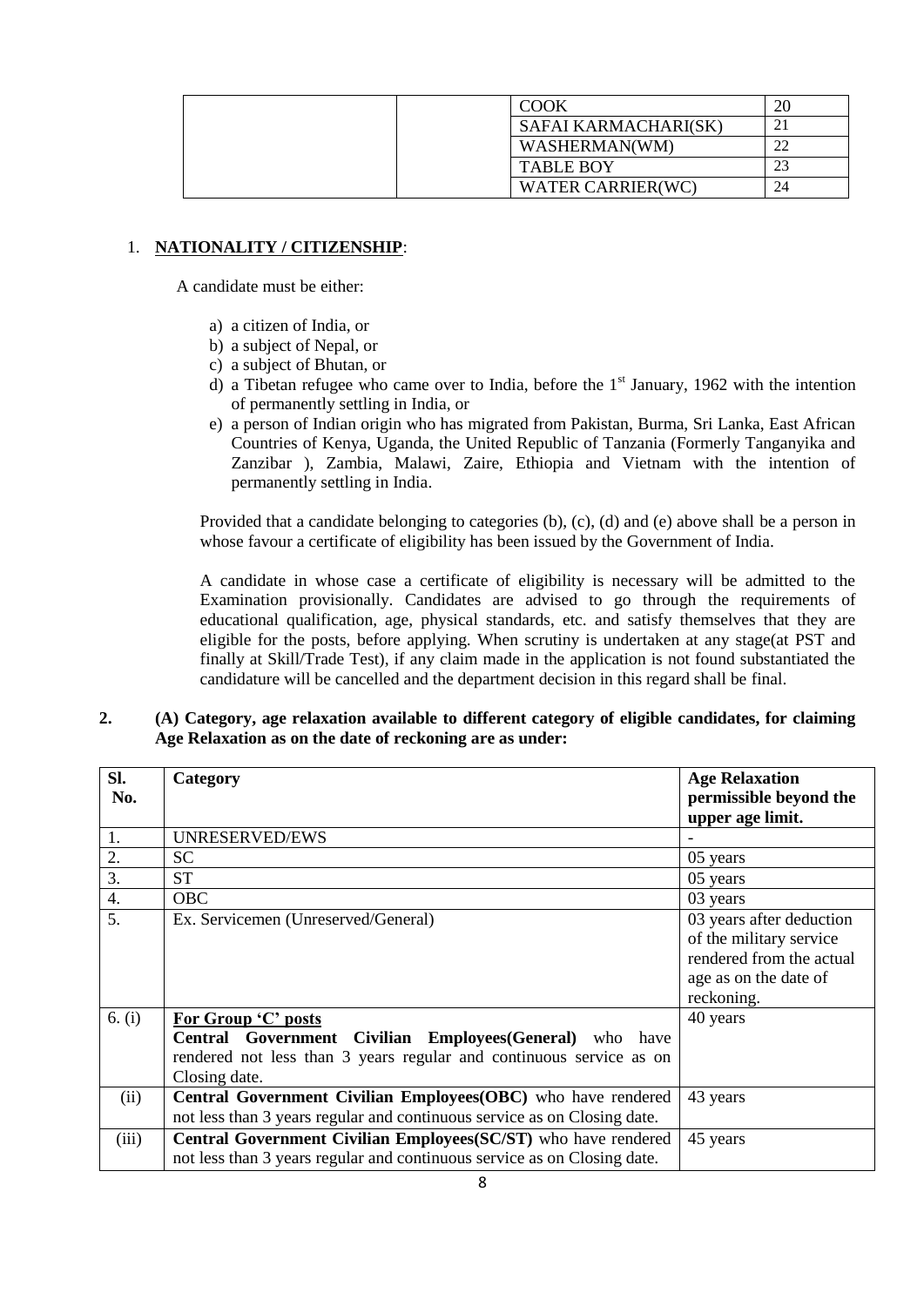| | | | |
|---|---|---|---|
| | | COOK | 20 |
| | | SAFAI KARMACHARI(SK) | 21 |
| | | WASHERMAN(WM) | 22 |
| | | TABLE BOY | 23 |
| | | WATER CARRIER(WC) | 24 |

1. **NATIONALITY / CITIZENSHIP**:

A candidate must be either:

a) a citizen of India, or
b) a subject of Nepal, or
c) a subject of Bhutan, or
d) a Tibetan refugee who came over to India, before the 1st January, 1962 with the intention of permanently settling in India, or
e) a person of Indian origin who has migrated from Pakistan, Burma, Sri Lanka, East African Countries of Kenya, Uganda, the United Republic of Tanzania (Formerly Tanganyika and Zanzibar ), Zambia, Malawi, Zaire, Ethiopia and Vietnam with the intention of permanently settling in India.

Provided that a candidate belonging to categories (b), (c), (d) and (e) above shall be a person in whose favour a certificate of eligibility has been issued by the Government of India.

A candidate in whose case a certificate of eligibility is necessary will be admitted to the Examination provisionally. Candidates are advised to go through the requirements of educational qualification, age, physical standards, etc. and satisfy themselves that they are eligible for the posts, before applying. When scrutiny is undertaken at any stage(at PST and finally at Skill/Trade Test), if any claim made in the application is not found substantiated the candidature will be cancelled and the department decision in this regard shall be final.

**2. (A) Category, age relaxation available to different category of eligible candidates, for claiming Age Relaxation as on the date of reckoning are as under:**

| Sl. No. | Category | Age Relaxation permissible beyond the upper age limit. |
|---|---|---|
| 1. | UNRESERVED/EWS | - |
| 2. | SC | 05 years |
| 3. | ST | 05 years |
| 4. | OBC | 03 years |
| 5. | Ex. Servicemen (Unreserved/General) | 03 years after deduction of the military service rendered from the actual age as on the date of reckoning. |
| 6. (i) | **For Group 'C' posts** **Central Government Civilian Employees(General)** who have rendered not less than 3 years regular and continuous service as on Closing date. | 40 years |
| (ii) | **Central Government Civilian Employees(OBC)** who have rendered not less than 3 years regular and continuous service as on Closing date. | 43 years |
| (iii) | **Central Government Civilian Employees(SC/ST)** who have rendered not less than 3 years regular and continuous service as on Closing date. | 45 years |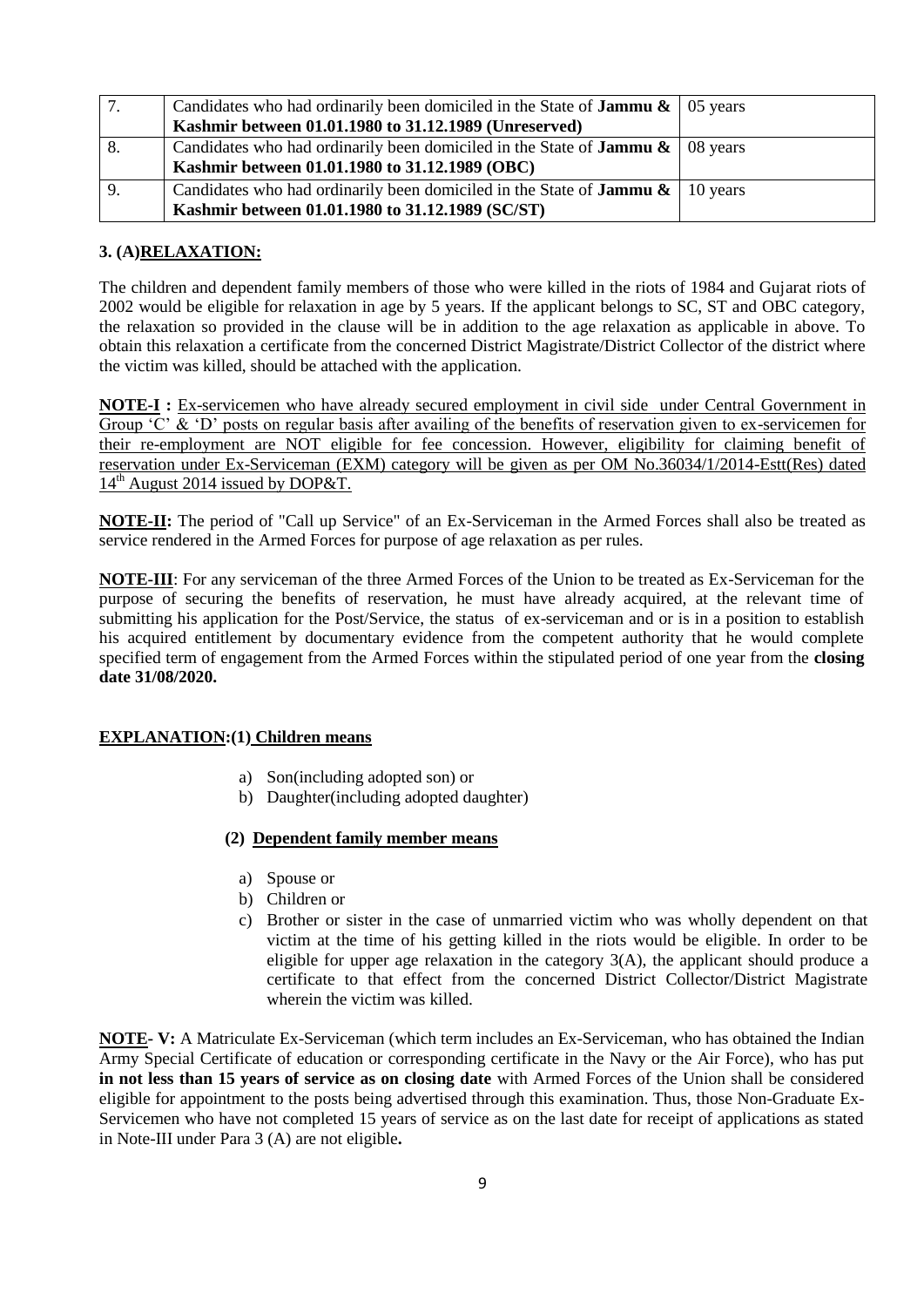| 7. | Candidates who had ordinarily been domiciled in the State of **Jammu & Kashmir between 01.01.1980 to 31.12.1989 (Unreserved)** | 05 years |
|---|---|---|
| 8. | Candidates who had ordinarily been domiciled in the State of **Jammu & Kashmir between 01.01.1980 to 31.12.1989 (OBC)** | 08 years |
| 9. | Candidates who had ordinarily been domiciled in the State of **Jammu & Kashmir between 01.01.1980 to 31.12.1989 (SC/ST)** | 10 years |

**3. (A)RELAXATION:**

The children and dependent family members of those who were killed in the riots of 1984 and Gujarat riots of 2002 would be eligible for relaxation in age by 5 years. If the applicant belongs to SC, ST and OBC category, the relaxation so provided in the clause will be in addition to the age relaxation as applicable in above. To obtain this relaxation a certificate from the concerned District Magistrate/District Collector of the district where the victim was killed, should be attached with the application.

**NOTE-I :** Ex-servicemen who have already secured employment in civil side under Central Government in Group 'C' & 'D' posts on regular basis after availing of the benefits of reservation given to ex-servicemen for their re-employment are NOT eligible for fee concession. However, eligibility for claiming benefit of reservation under Ex-Serviceman (EXM) category will be given as per OM No.36034/1/2014-Estt(Res) dated 14th August 2014 issued by DOP&T.

**NOTE-II:** The period of "Call up Service" of an Ex-Serviceman in the Armed Forces shall also be treated as service rendered in the Armed Forces for purpose of age relaxation as per rules.

**NOTE-III**: For any serviceman of the three Armed Forces of the Union to be treated as Ex-Serviceman for the purpose of securing the benefits of reservation, he must have already acquired, at the relevant time of submitting his application for the Post/Service, the status of ex-serviceman and or is in a position to establish his acquired entitlement by documentary evidence from the competent authority that he would complete specified term of engagement from the Armed Forces within the stipulated period of one year from the **closing date 31/08/2020.**

**EXPLANATION:(1) Children means**

a) Son(including adopted son) or
b) Daughter(including adopted daughter)

**(2) Dependent family member means**

a) Spouse or
b) Children or
c) Brother or sister in the case of unmarried victim who was wholly dependent on that victim at the time of his getting killed in the riots would be eligible. In order to be eligible for upper age relaxation in the category 3(A), the applicant should produce a certificate to that effect from the concerned District Collector/District Magistrate wherein the victim was killed.

**NOTE- V:** A Matriculate Ex-Serviceman (which term includes an Ex-Serviceman, who has obtained the Indian Army Special Certificate of education or corresponding certificate in the Navy or the Air Force), who has put **in not less than 15 years of service as on closing date** with Armed Forces of the Union shall be considered eligible for appointment to the posts being advertised through this examination. Thus, those Non-Graduate Ex-Servicemen who have not completed 15 years of service as on the last date for receipt of applications as stated in Note-III under Para 3 (A) are not eligible**.**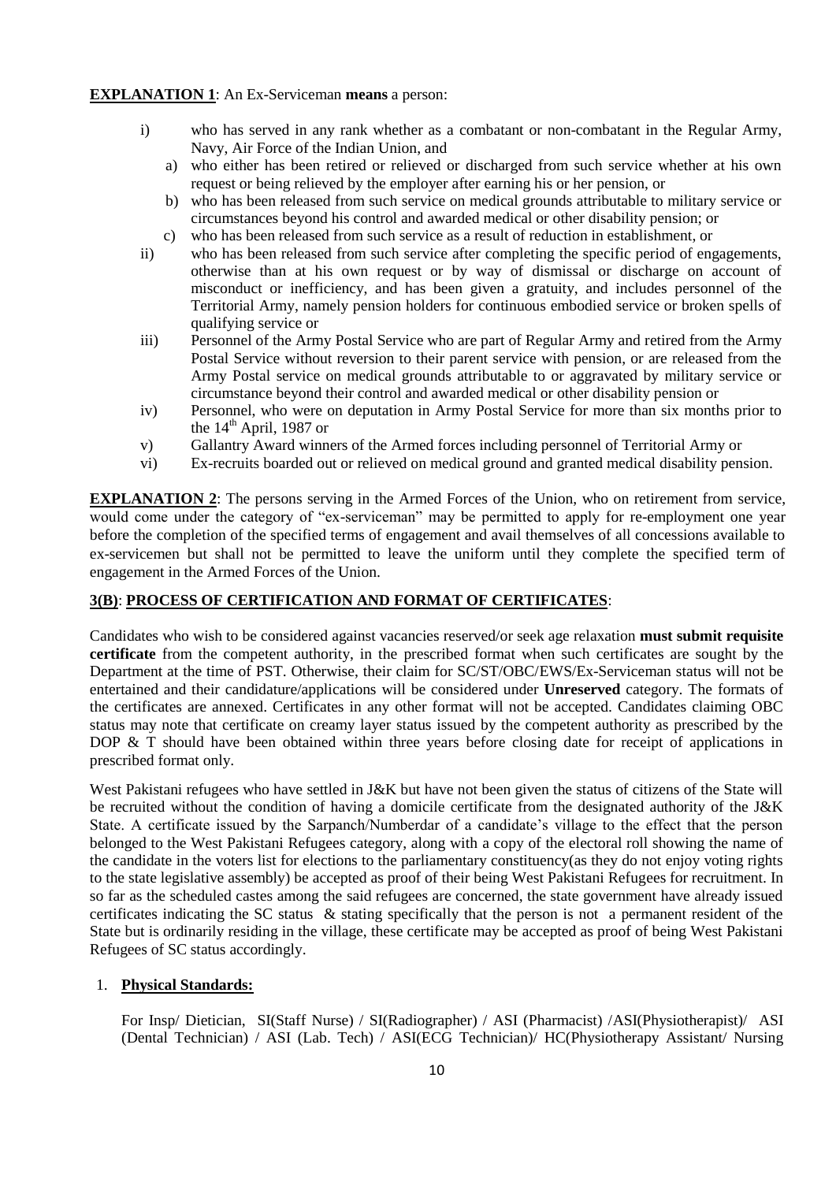**EXPLANATION 1**: An Ex-Serviceman **means** a person:

i) who has served in any rank whether as a combatant or non-combatant in the Regular Army, Navy, Air Force of the Indian Union, and
   a) who either has been retired or relieved or discharged from such service whether at his own request or being relieved by the employer after earning his or her pension, or
   b) who has been released from such service on medical grounds attributable to military service or circumstances beyond his control and awarded medical or other disability pension; or
   c) who has been released from such service as a result of reduction in establishment, or

ii) who has been released from such service after completing the specific period of engagements, otherwise than at his own request or by way of dismissal or discharge on account of misconduct or inefficiency, and has been given a gratuity, and includes personnel of the Territorial Army, namely pension holders for continuous embodied service or broken spells of qualifying service or

iii) Personnel of the Army Postal Service who are part of Regular Army and retired from the Army Postal Service without reversion to their parent service with pension, or are released from the Army Postal service on medical grounds attributable to or aggravated by military service or circumstance beyond their control and awarded medical or other disability pension or

iv) Personnel, who were on deputation in Army Postal Service for more than six months prior to the 14th April, 1987 or

v) Gallantry Award winners of the Armed forces including personnel of Territorial Army or

vi) Ex-recruits boarded out or relieved on medical ground and granted medical disability pension.

**EXPLANATION 2**: The persons serving in the Armed Forces of the Union, who on retirement from service, would come under the category of "ex-serviceman" may be permitted to apply for re-employment one year before the completion of the specified terms of engagement and avail themselves of all concessions available to ex-servicemen but shall not be permitted to leave the uniform until they complete the specified term of engagement in the Armed Forces of the Union.

**3(B)**: **PROCESS OF CERTIFICATION AND FORMAT OF CERTIFICATES**:

Candidates who wish to be considered against vacancies reserved/or seek age relaxation **must submit requisite certificate** from the competent authority, in the prescribed format when such certificates are sought by the Department at the time of PST. Otherwise, their claim for SC/ST/OBC/EWS/Ex-Serviceman status will not be entertained and their candidature/applications will be considered under **Unreserved** category. The formats of the certificates are annexed. Certificates in any other format will not be accepted. Candidates claiming OBC status may note that certificate on creamy layer status issued by the competent authority as prescribed by the DOP & T should have been obtained within three years before closing date for receipt of applications in prescribed format only.

West Pakistani refugees who have settled in J&K but have not been given the status of citizens of the State will be recruited without the condition of having a domicile certificate from the designated authority of the J&K State. A certificate issued by the Sarpanch/Numberdar of a candidate's village to the effect that the person belonged to the West Pakistani Refugees category, along with a copy of the electoral roll showing the name of the candidate in the voters list for elections to the parliamentary constituency(as they do not enjoy voting rights to the state legislative assembly) be accepted as proof of their being West Pakistani Refugees for recruitment. In so far as the scheduled castes among the said refugees are concerned, the state government have already issued certificates indicating the SC status & stating specifically that the person is not a permanent resident of the State but is ordinarily residing in the village, these certificate may be accepted as proof of being West Pakistani Refugees of SC status accordingly.

1. **Physical Standards:**

   For Insp/ Dietician, SI(Staff Nurse) / SI(Radiographer) / ASI (Pharmacist) /ASI(Physiotherapist)/ ASI (Dental Technician) / ASI (Lab. Tech) / ASI(ECG Technician)/ HC(Physiotherapy Assistant/ Nursing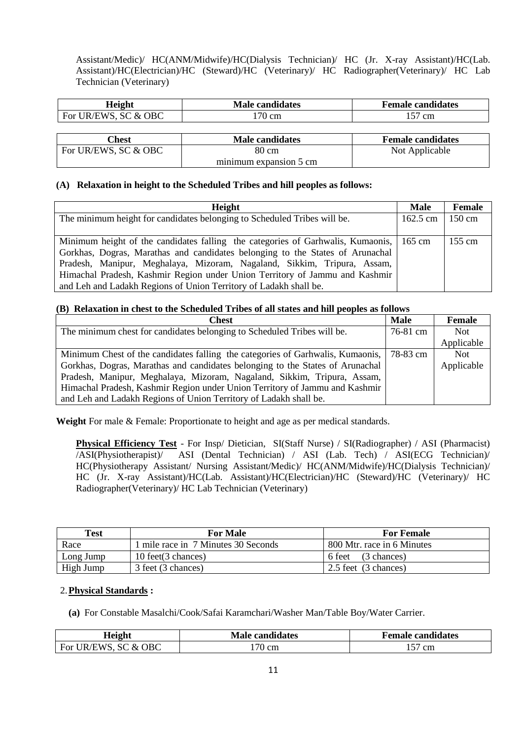Assistant/Medic)/ HC(ANM/Midwife)/HC(Dialysis Technician)/ HC (Jr. X-ray Assistant)/HC(Lab. Assistant)/HC(Electrician)/HC (Steward)/HC (Veterinary)/ HC Radiographer(Veterinary)/ HC Lab Technician (Veterinary)

| Height | Male candidates | Female candidates |
|---|---|---|
| For UR/EWS, SC & OBC | 170 cm | 157 cm |

| Chest | Male candidates | Female candidates |
|---|---|---|
| For UR/EWS, SC & OBC | 80 cm minimum expansion 5 cm | Not Applicable |

#### (A) Relaxation in height to the Scheduled Tribes and hill peoples as follows:

| Height | Male | Female |
|---|---|---|
| The minimum height for candidates belonging to Scheduled Tribes will be. | 162.5 cm | 150 cm |
| Minimum height of the candidates falling the categories of Garhwalis, Kumaonis, Gorkhas, Dogras, Marathas and candidates belonging to the States of Arunachal Pradesh, Manipur, Meghalaya, Mizoram, Nagaland, Sikkim, Tripura, Assam, Himachal Pradesh, Kashmir Region under Union Territory of Jammu and Kashmir and Leh and Ladakh Regions of Union Territory of Ladakh shall be. | 165 cm | 155 cm |

#### (B) Relaxation in chest to the Scheduled Tribes of all states and hill peoples as follows

| Chest | Male | Female |
|---|---|---|
| The minimum chest for candidates belonging to Scheduled Tribes will be. | 76-81 cm | Not Applicable |
| Minimum Chest of the candidates falling the categories of Garhwalis, Kumaonis, Gorkhas, Dogras, Marathas and candidates belonging to the States of Arunachal Pradesh, Manipur, Meghalaya, Mizoram, Nagaland, Sikkim, Tripura, Assam, Himachal Pradesh, Kashmir Region under Union Territory of Jammu and Kashmir and Leh and Ladakh Regions of Union Territory of Ladakh shall be. | 78-83 cm | Not Applicable |

**Weight** For male & Female: Proportionate to height and age as per medical standards.

**Physical Efficiency Test** - For Insp/ Dietician, SI(Staff Nurse) / SI(Radiographer) / ASI (Pharmacist) /ASI(Physiotherapist)/ ASI (Dental Technician) / ASI (Lab. Tech) / ASI(ECG Technician)/ HC(Physiotherapy Assistant/ Nursing Assistant/Medic)/ HC(ANM/Midwife)/HC(Dialysis Technician)/ HC (Jr. X-ray Assistant)/HC(Lab. Assistant)/HC(Electrician)/HC (Steward)/HC (Veterinary)/ HC Radiographer(Veterinary)/ HC Lab Technician (Veterinary)

| Test | For Male | For Female |
|---|---|---|
| Race | 1 mile race in 7 Minutes 30 Seconds | 800 Mtr. race in 6 Minutes |
| Long Jump | 10 feet(3 chances) | 6 feet (3 chances) |
| High Jump | 3 feet (3 chances) | 2.5 feet (3 chances) |

2. **Physical Standards :**

**(a)** For Constable Masalchi/Cook/Safai Karamchari/Washer Man/Table Boy/Water Carrier.

| Height | Male candidates | Female candidates |
|---|---|---|
| For UR/EWS, SC & OBC | 170 cm | 157 cm |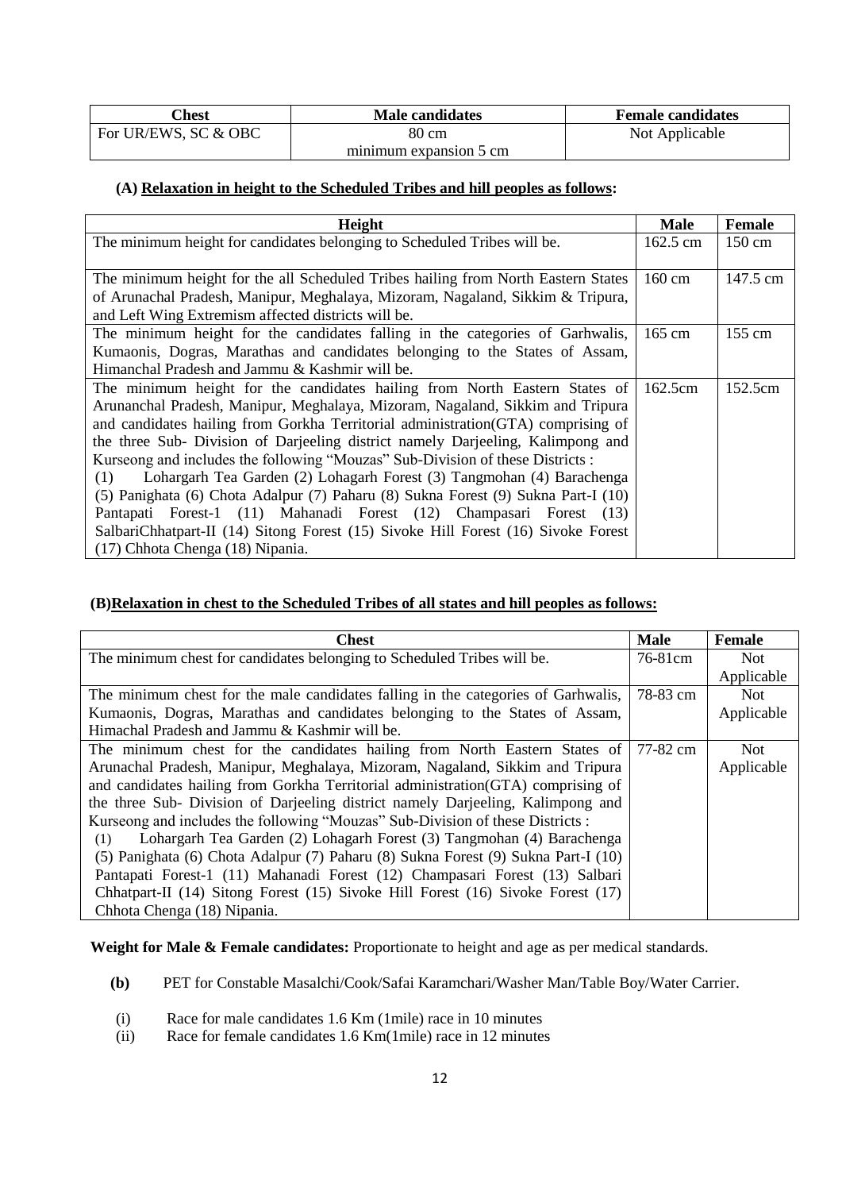| Chest | Male candidates | Female candidates |
|---|---|---|
| For UR/EWS, SC & OBC | 80 cm<br>minimum expansion 5 cm | Not Applicable |

**(A) Relaxation in height to the Scheduled Tribes and hill peoples as follows:**

| Height | Male | Female |
|---|---|---|
| The minimum height for candidates belonging to Scheduled Tribes will be. | 162.5 cm | 150 cm |
| The minimum height for the all Scheduled Tribes hailing from North Eastern States of Arunachal Pradesh, Manipur, Meghalaya, Mizoram, Nagaland, Sikkim & Tripura, and Left Wing Extremism affected districts will be. | 160 cm | 147.5 cm |
| The minimum height for the candidates falling in the categories of Garhwalis, Kumaonis, Dogras, Marathas and candidates belonging to the States of Assam, Himanchal Pradesh and Jammu & Kashmir will be. | 165 cm | 155 cm |
| The minimum height for the candidates hailing from North Eastern States of Arunanchal Pradesh, Manipur, Meghalaya, Mizoram, Nagaland, Sikkim and Tripura and candidates hailing from Gorkha Territorial administration(GTA) comprising of the three Sub- Division of Darjeeling district namely Darjeeling, Kalimpong and Kurseong and includes the following "Mouzas" Sub-Division of these Districts : (1) Lohargarh Tea Garden (2) Lohagarh Forest (3) Tangmohan (4) Barachenga (5) Panighata (6) Chota Adalpur (7) Paharu (8) Sukna Forest (9) Sukna Part-I (10) Pantapati Forest-1 (11) Mahanadi Forest (12) Champasari Forest (13) SalbariChhatpart-II (14) Sitong Forest (15) Sivoke Hill Forest (16) Sivoke Forest (17) Chhota Chenga (18) Nipania. | 162.5cm | 152.5cm |

**(B)Relaxation in chest to the Scheduled Tribes of all states and hill peoples as follows:**

| Chest | Male | Female |
|---|---|---|
| The minimum chest for candidates belonging to Scheduled Tribes will be. | 76-81cm | Not Applicable |
| The minimum chest for the male candidates falling in the categories of Garhwalis, Kumaonis, Dogras, Marathas and candidates belonging to the States of Assam, Himachal Pradesh and Jammu & Kashmir will be. | 78-83 cm | Not Applicable |
| The minimum chest for the candidates hailing from North Eastern States of Arunachal Pradesh, Manipur, Meghalaya, Mizoram, Nagaland, Sikkim and Tripura and candidates hailing from Gorkha Territorial administration(GTA) comprising of the three Sub- Division of Darjeeling district namely Darjeeling, Kalimpong and Kurseong and includes the following "Mouzas" Sub-Division of these Districts : (1) Lohargarh Tea Garden (2) Lohagarh Forest (3) Tangmohan (4) Barachenga (5) Panighata (6) Chota Adalpur (7) Paharu (8) Sukna Forest (9) Sukna Part-I (10) Pantapati Forest-1 (11) Mahanadi Forest (12) Champasari Forest (13) Salbari Chhatpart-II (14) Sitong Forest (15) Sivoke Hill Forest (16) Sivoke Forest (17) Chhota Chenga (18) Nipania. | 77-82 cm | Not Applicable |

**Weight for Male & Female candidates:** Proportionate to height and age as per medical standards.

**(b)** PET for Constable Masalchi/Cook/Safai Karamchari/Washer Man/Table Boy/Water Carrier.

(i) Race for male candidates 1.6 Km (1mile) race in 10 minutes
(ii) Race for female candidates 1.6 Km(1mile) race in 12 minutes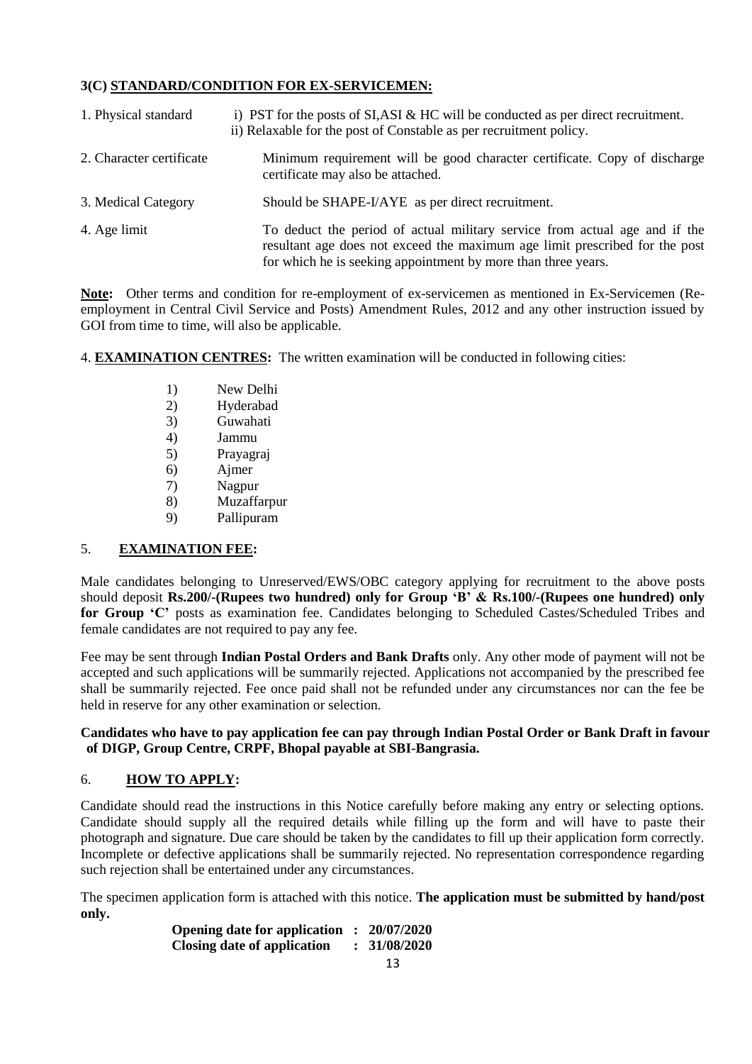### 3(C) STANDARD/CONDITION FOR EX-SERVICEMEN:

| | |
|---|---|
| 1. Physical standard | i) PST for the posts of SI,ASI & HC will be conducted as per direct recruitment.<br>ii) Relaxable for the post of Constable as per recruitment policy. |
| 2. Character certificate | Minimum requirement will be good character certificate. Copy of discharge certificate may also be attached. |
| 3. Medical Category | Should be SHAPE-I/AYE as per direct recruitment. |
| 4. Age limit | To deduct the period of actual military service from actual age and if the resultant age does not exceed the maximum age limit prescribed for the post for which he is seeking appointment by more than three years. |

**Note:** Other terms and condition for re-employment of ex-servicemen as mentioned in Ex-Servicemen (Re-employment in Central Civil Service and Posts) Amendment Rules, 2012 and any other instruction issued by GOI from time to time, will also be applicable.

4. **EXAMINATION CENTRES:** The written examination will be conducted in following cities:

1) New Delhi
2) Hyderabad
3) Guwahati
4) Jammu
5) Prayagraj
6) Ajmer
7) Nagpur
8) Muzaffarpur
9) Pallipuram

5. **EXAMINATION FEE:**

Male candidates belonging to Unreserved/EWS/OBC category applying for recruitment to the above posts should deposit **Rs.200/-(Rupees two hundred) only for Group 'B' & Rs.100/-(Rupees one hundred) only for Group 'C'** posts as examination fee. Candidates belonging to Scheduled Castes/Scheduled Tribes and female candidates are not required to pay any fee.

Fee may be sent through **Indian Postal Orders and Bank Drafts** only. Any other mode of payment will not be accepted and such applications will be summarily rejected. Applications not accompanied by the prescribed fee shall be summarily rejected. Fee once paid shall not be refunded under any circumstances nor can the fee be held in reserve for any other examination or selection.

**Candidates who have to pay application fee can pay through Indian Postal Order or Bank Draft in favour of DIGP, Group Centre, CRPF, Bhopal payable at SBI-Bangrasia.**

6. **HOW TO APPLY:**

Candidate should read the instructions in this Notice carefully before making any entry or selecting options. Candidate should supply all the required details while filling up the form and will have to paste their photograph and signature. Due care should be taken by the candidates to fill up their application form correctly. Incomplete or defective applications shall be summarily rejected. No representation correspondence regarding such rejection shall be entertained under any circumstances.

The specimen application form is attached with this notice. **The application must be submitted by hand/post only.**

**Opening date for application : 20/07/2020**
**Closing date of application : 31/08/2020**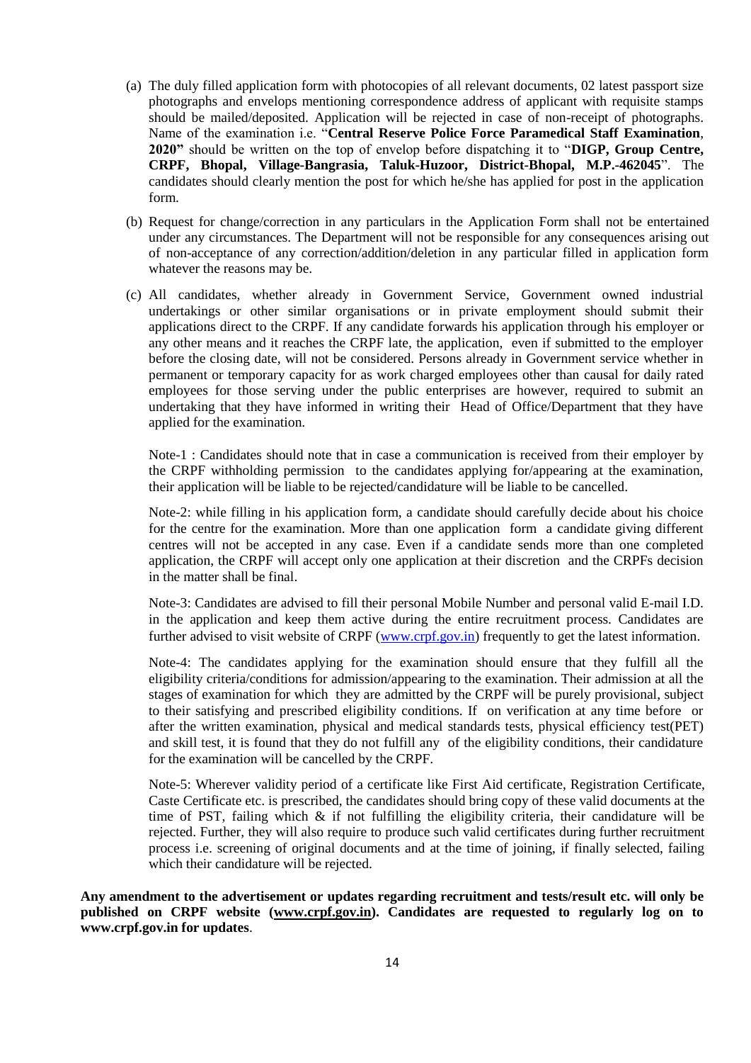(a) The duly filled application form with photocopies of all relevant documents, 02 latest passport size photographs and envelops mentioning correspondence address of applicant with requisite stamps should be mailed/deposited. Application will be rejected in case of non-receipt of photographs. Name of the examination i.e. "**Central Reserve Police Force Paramedical Staff Examination, 2020"** should be written on the top of envelop before dispatching it to "**DIGP, Group Centre, CRPF, Bhopal, Village-Bangrasia, Taluk-Huzoor, District-Bhopal, M.P.-462045**". The candidates should clearly mention the post for which he/she has applied for post in the application form.

(b) Request for change/correction in any particulars in the Application Form shall not be entertained under any circumstances. The Department will not be responsible for any consequences arising out of non-acceptance of any correction/addition/deletion in any particular filled in application form whatever the reasons may be.

(c) All candidates, whether already in Government Service, Government owned industrial undertakings or other similar organisations or in private employment should submit their applications direct to the CRPF. If any candidate forwards his application through his employer or any other means and it reaches the CRPF late, the application, even if submitted to the employer before the closing date, will not be considered. Persons already in Government service whether in permanent or temporary capacity for as work charged employees other than causal for daily rated employees for those serving under the public enterprises are however, required to submit an undertaking that they have informed in writing their Head of Office/Department that they have applied for the examination.

Note-1 : Candidates should note that in case a communication is received from their employer by the CRPF withholding permission to the candidates applying for/appearing at the examination, their application will be liable to be rejected/candidature will be liable to be cancelled.

Note-2: while filling in his application form, a candidate should carefully decide about his choice for the centre for the examination. More than one application form a candidate giving different centres will not be accepted in any case. Even if a candidate sends more than one completed application, the CRPF will accept only one application at their discretion and the CRPFs decision in the matter shall be final.

Note-3: Candidates are advised to fill their personal Mobile Number and personal valid E-mail I.D. in the application and keep them active during the entire recruitment process. Candidates are further advised to visit website of CRPF (www.crpf.gov.in) frequently to get the latest information.

Note-4: The candidates applying for the examination should ensure that they fulfill all the eligibility criteria/conditions for admission/appearing to the examination. Their admission at all the stages of examination for which they are admitted by the CRPF will be purely provisional, subject to their satisfying and prescribed eligibility conditions. If on verification at any time before or after the written examination, physical and medical standards tests, physical efficiency test(PET) and skill test, it is found that they do not fulfill any of the eligibility conditions, their candidature for the examination will be cancelled by the CRPF.

Note-5: Wherever validity period of a certificate like First Aid certificate, Registration Certificate, Caste Certificate etc. is prescribed, the candidates should bring copy of these valid documents at the time of PST, failing which & if not fulfilling the eligibility criteria, their candidature will be rejected. Further, they will also require to produce such valid certificates during further recruitment process i.e. screening of original documents and at the time of joining, if finally selected, failing which their candidature will be rejected.

**Any amendment to the advertisement or updates regarding recruitment and tests/result etc. will only be published on CRPF website (www.crpf.gov.in). Candidates are requested to regularly log on to www.crpf.gov.in for updates**.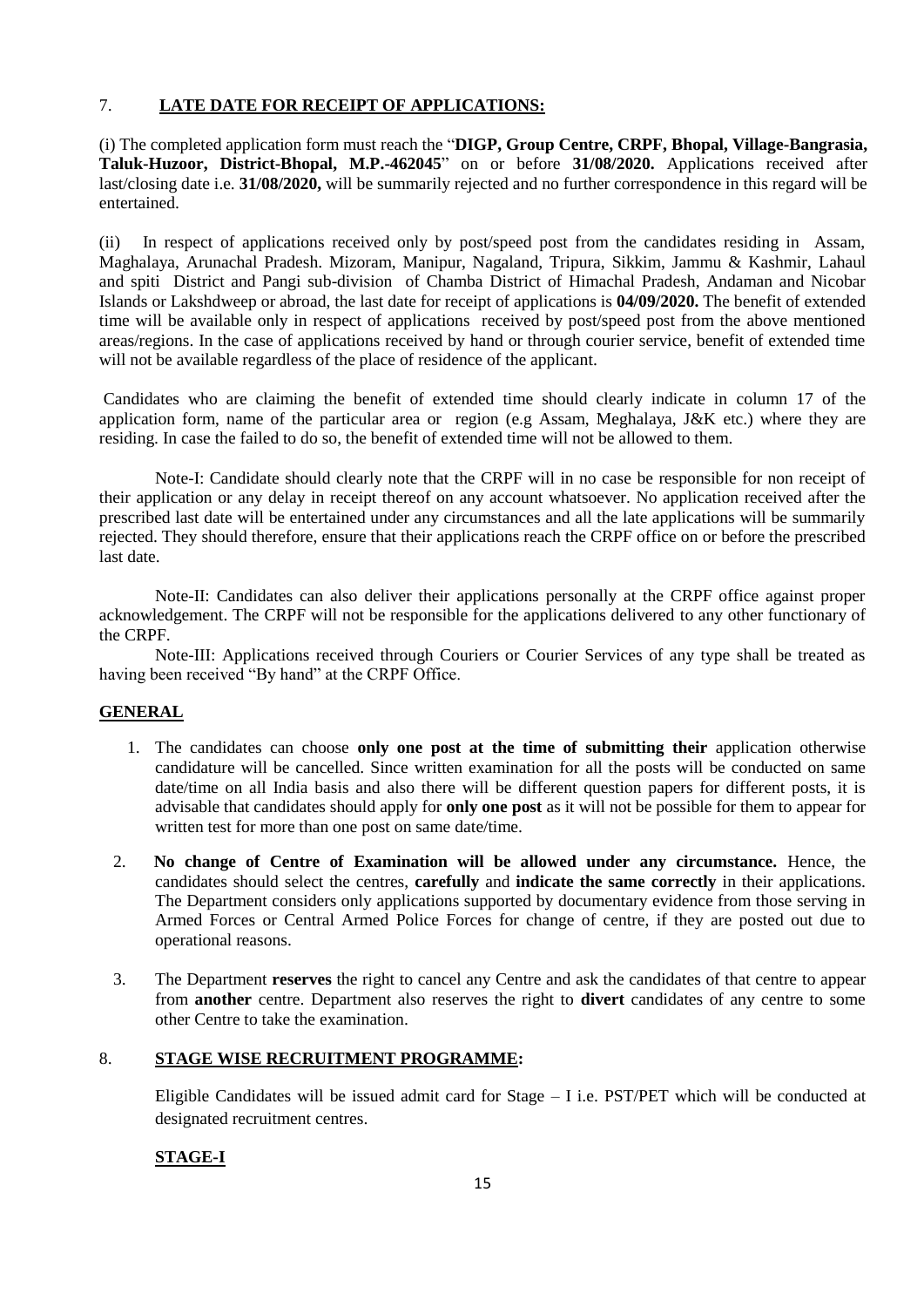## 7. LATE DATE FOR RECEIPT OF APPLICATIONS:

(i) The completed application form must reach the "**DIGP, Group Centre, CRPF, Bhopal, Village-Bangrasia, Taluk-Huzoor, District-Bhopal, M.P.-462045**" on or before **31/08/2020.** Applications received after last/closing date i.e. **31/08/2020,** will be summarily rejected and no further correspondence in this regard will be entertained.

(ii) In respect of applications received only by post/speed post from the candidates residing in Assam, Maghalaya, Arunachal Pradesh. Mizoram, Manipur, Nagaland, Tripura, Sikkim, Jammu & Kashmir, Lahaul and spiti District and Pangi sub-division of Chamba District of Himachal Pradesh, Andaman and Nicobar Islands or Lakshdweep or abroad, the last date for receipt of applications is **04/09/2020.** The benefit of extended time will be available only in respect of applications received by post/speed post from the above mentioned areas/regions. In the case of applications received by hand or through courier service, benefit of extended time will not be available regardless of the place of residence of the applicant.

Candidates who are claiming the benefit of extended time should clearly indicate in column 17 of the application form, name of the particular area or region (e.g Assam, Meghalaya, J&K etc.) where they are residing. In case the failed to do so, the benefit of extended time will not be allowed to them.

Note-I: Candidate should clearly note that the CRPF will in no case be responsible for non receipt of their application or any delay in receipt thereof on any account whatsoever. No application received after the prescribed last date will be entertained under any circumstances and all the late applications will be summarily rejected. They should therefore, ensure that their applications reach the CRPF office on or before the prescribed last date.

Note-II: Candidates can also deliver their applications personally at the CRPF office against proper acknowledgement. The CRPF will not be responsible for the applications delivered to any other functionary of the CRPF.

Note-III: Applications received through Couriers or Courier Services of any type shall be treated as having been received "By hand" at the CRPF Office.

### GENERAL

1. The candidates can choose **only one post at the time of submitting their** application otherwise candidature will be cancelled. Since written examination for all the posts will be conducted on same date/time on all India basis and also there will be different question papers for different posts, it is advisable that candidates should apply for **only one post** as it will not be possible for them to appear for written test for more than one post on same date/time.
2. **No change of Centre of Examination will be allowed under any circumstance.** Hence, the candidates should select the centres, **carefully** and **indicate the same correctly** in their applications. The Department considers only applications supported by documentary evidence from those serving in Armed Forces or Central Armed Police Forces for change of centre, if they are posted out due to operational reasons.
3. The Department **reserves** the right to cancel any Centre and ask the candidates of that centre to appear from **another** centre. Department also reserves the right to **divert** candidates of any centre to some other Centre to take the examination.

## 8. STAGE WISE RECRUITMENT PROGRAMME:

Eligible Candidates will be issued admit card for Stage – I i.e. PST/PET which will be conducted at designated recruitment centres.

### STAGE-I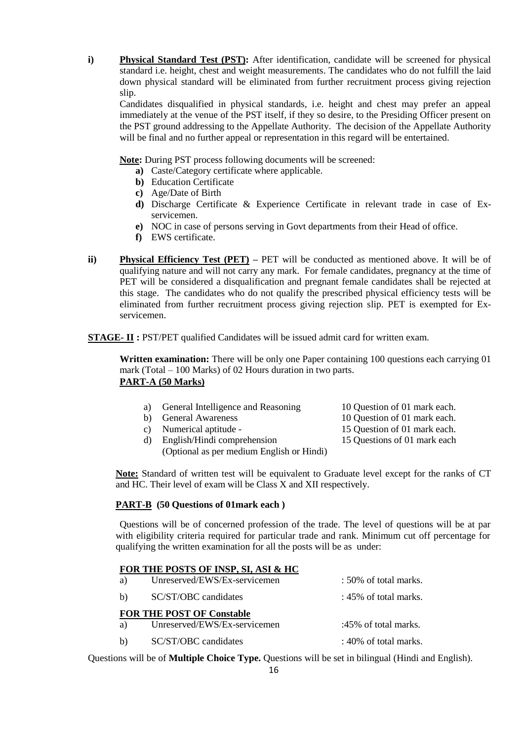**i) <u>Physical Standard Test (PST)</u>:** After identification, candidate will be screened for physical standard i.e. height, chest and weight measurements. The candidates who do not fulfill the laid down physical standard will be eliminated from further recruitment process giving rejection slip.

Candidates disqualified in physical standards, i.e. height and chest may prefer an appeal immediately at the venue of the PST itself, if they so desire, to the Presiding Officer present on the PST ground addressing to the Appellate Authority. The decision of the Appellate Authority will be final and no further appeal or representation in this regard will be entertained.

**<u>Note</u>:** During PST process following documents will be screened:

- **a)** Caste/Category certificate where applicable.
- **b)** Education Certificate
- **c)** Age/Date of Birth
- **d)** Discharge Certificate & Experience Certificate in relevant trade in case of Ex-servicemen.
- **e)** NOC in case of persons serving in Govt departments from their Head of office.
- **f)** EWS certificate.

**ii) <u>Physical Efficiency Test (PET)</u>** – PET will be conducted as mentioned above. It will be of qualifying nature and will not carry any mark. For female candidates, pregnancy at the time of PET will be considered a disqualification and pregnant female candidates shall be rejected at this stage. The candidates who do not qualify the prescribed physical efficiency tests will be eliminated from further recruitment process giving rejection slip. PET is exempted for Ex-servicemen.

**<u>STAGE- II</u> :** PST/PET qualified Candidates will be issued admit card for written exam.

**Written examination:** There will be only one Paper containing 100 questions each carrying 01 mark (Total – 100 Marks) of 02 Hours duration in two parts.

**<u>PART-A (50 Marks)</u>**

| | | |
|---|---|---|
| a) | General Intelligence and Reasoning | 10 Question of 01 mark each. |
| b) | General Awareness | 10 Question of 01 mark each. |
| c) | Numerical aptitude - | 15 Question of 01 mark each. |
| d) | English/Hindi comprehension (Optional as per medium English or Hindi) | 15 Questions of 01 mark each |

**<u>Note:</u>** Standard of written test will be equivalent to Graduate level except for the ranks of CT and HC. Their level of exam will be Class X and XII respectively.

**<u>PART-B</u> (50 Questions of 01mark each )**

Questions will be of concerned profession of the trade. The level of questions will be at par with eligibility criteria required for particular trade and rank. Minimum cut off percentage for qualifying the written examination for all the posts will be as under:

**<u>FOR THE POSTS OF INSP, SI, ASI & HC</u>**

| | | |
|---|---|---|
| a) | Unreserved/EWS/Ex-servicemen | : 50% of total marks. |
| b) | SC/ST/OBC candidates | : 45% of total marks. |

**<u>FOR THE POST OF Constable</u>**

| | | |
|---|---|---|
| a) | Unreserved/EWS/Ex-servicemen | :45% of total marks. |
| b) | SC/ST/OBC candidates | : 40% of total marks. |

Questions will be of **Multiple Choice Type.** Questions will be set in bilingual (Hindi and English).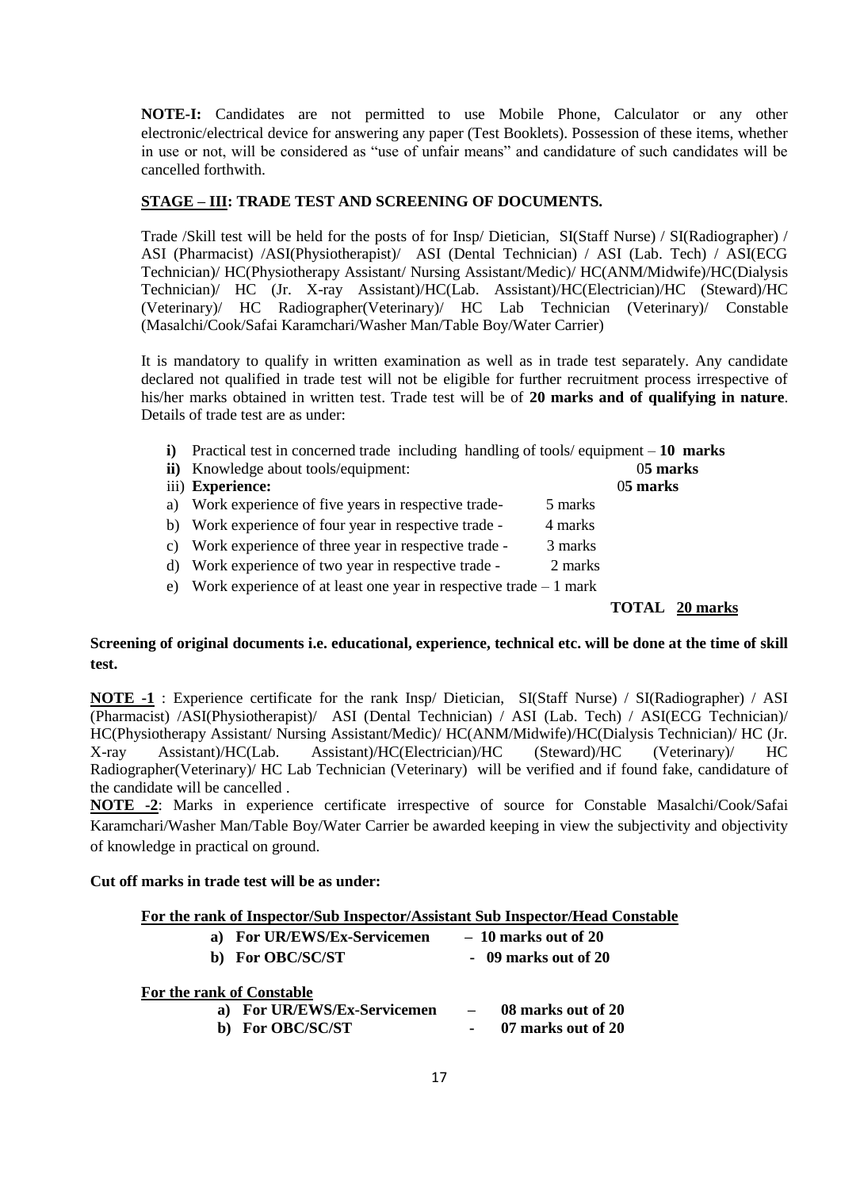**NOTE-I:** Candidates are not permitted to use Mobile Phone, Calculator or any other electronic/electrical device for answering any paper (Test Booklets). Possession of these items, whether in use or not, will be considered as "use of unfair means" and candidature of such candidates will be cancelled forthwith.

**STAGE – III: TRADE TEST AND SCREENING OF DOCUMENTS.**

Trade /Skill test will be held for the posts of for Insp/ Dietician, SI(Staff Nurse) / SI(Radiographer) / ASI (Pharmacist) /ASI(Physiotherapist)/ ASI (Dental Technician) / ASI (Lab. Tech) / ASI(ECG Technician)/ HC(Physiotherapy Assistant/ Nursing Assistant/Medic)/ HC(ANM/Midwife)/HC(Dialysis Technician)/ HC (Jr. X-ray Assistant)/HC(Lab. Assistant)/HC(Electrician)/HC (Steward)/HC (Veterinary)/ HC Radiographer(Veterinary)/ HC Lab Technician (Veterinary)/ Constable (Masalchi/Cook/Safai Karamchari/Washer Man/Table Boy/Water Carrier)

It is mandatory to qualify in written examination as well as in trade test separately. Any candidate declared not qualified in trade test will not be eligible for further recruitment process irrespective of his/her marks obtained in written test. Trade test will be of **20 marks and of qualifying in nature**. Details of trade test are as under:

**i)** Practical test in concerned trade including handling of tools/ equipment – **10 marks**

**ii)** Knowledge about tools/equipment: 0**5 marks**

iii) **Experience:** 0**5 marks**

a) Work experience of five years in respective trade- 5 marks

b) Work experience of four year in respective trade - 4 marks

c) Work experience of three year in respective trade - 3 marks

d) Work experience of two year in respective trade - 2 marks

e) Work experience of at least one year in respective trade – 1 mark

**TOTAL 20 marks**

**Screening of original documents i.e. educational, experience, technical etc. will be done at the time of skill test.**

**NOTE -1** : Experience certificate for the rank Insp/ Dietician, SI(Staff Nurse) / SI(Radiographer) / ASI (Pharmacist) /ASI(Physiotherapist)/ ASI (Dental Technician) / ASI (Lab. Tech) / ASI(ECG Technician)/ HC(Physiotherapy Assistant/ Nursing Assistant/Medic)/ HC(ANM/Midwife)/HC(Dialysis Technician)/ HC (Jr. X-ray Assistant)/HC(Lab. Assistant)/HC(Electrician)/HC (Steward)/HC (Veterinary)/ HC Radiographer(Veterinary)/ HC Lab Technician (Veterinary) will be verified and if found fake, candidature of the candidate will be cancelled .

**NOTE -2**: Marks in experience certificate irrespective of source for Constable Masalchi/Cook/Safai Karamchari/Washer Man/Table Boy/Water Carrier be awarded keeping in view the subjectivity and objectivity of knowledge in practical on ground.

**Cut off marks in trade test will be as under:**

**For the rank of Inspector/Sub Inspector/Assistant Sub Inspector/Head Constable**

**a) For UR/EWS/Ex-Servicemen – 10 marks out of 20**

**b) For OBC/SC/ST - 09 marks out of 20**

**For the rank of Constable**

**a) For UR/EWS/Ex-Servicemen – 08 marks out of 20**

**b) For OBC/SC/ST - 07 marks out of 20**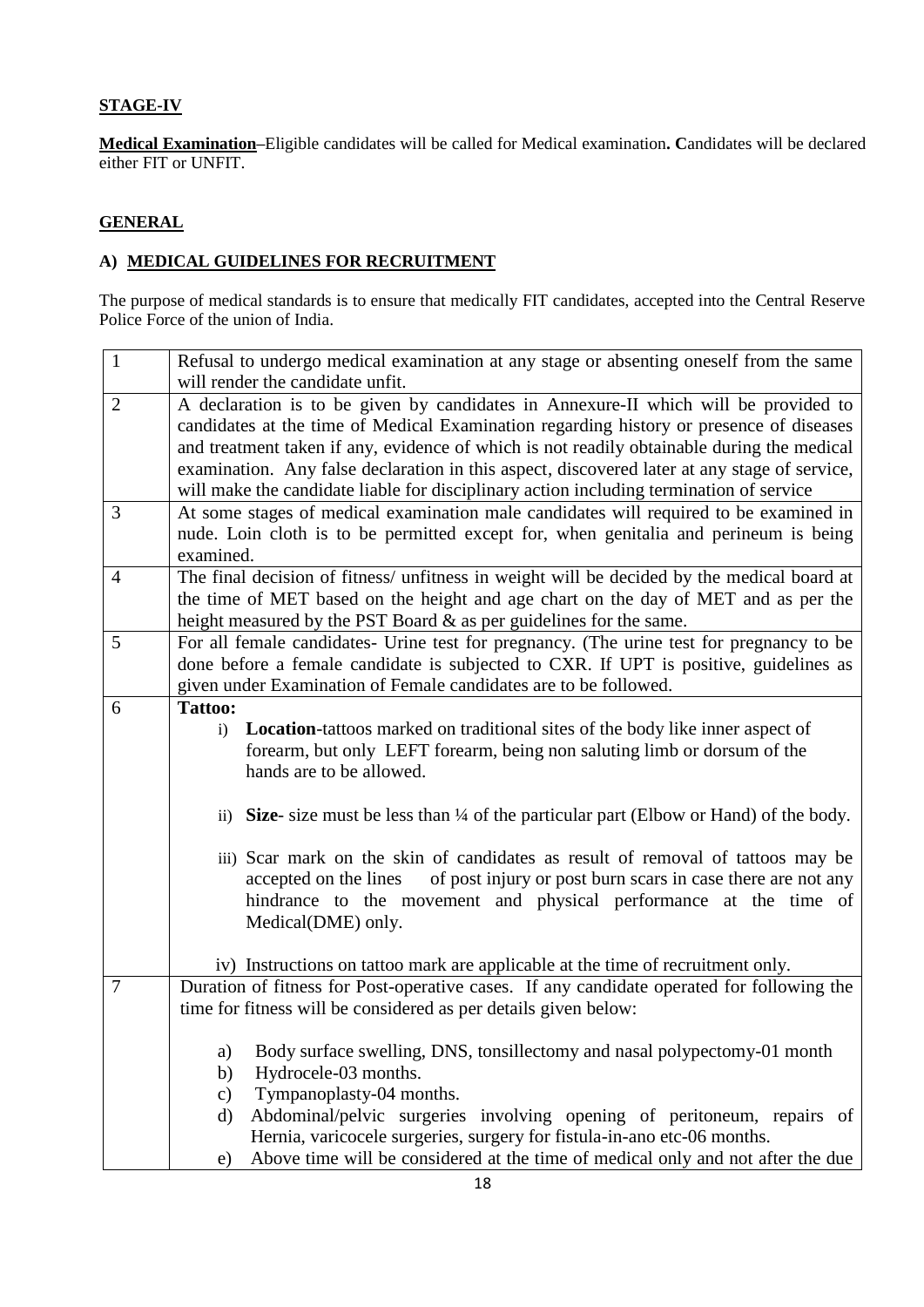**STAGE-IV**

**Medical Examination**–Eligible candidates will be called for Medical examination**. C**andidates will be declared either FIT or UNFIT.

**GENERAL**

**A) MEDICAL GUIDELINES FOR RECRUITMENT**

The purpose of medical standards is to ensure that medically FIT candidates, accepted into the Central Reserve Police Force of the union of India.

| | |
|---|---|
| 1 | Refusal to undergo medical examination at any stage or absenting oneself from the same will render the candidate unfit. |
| 2 | A declaration is to be given by candidates in Annexure-II which will be provided to candidates at the time of Medical Examination regarding history or presence of diseases and treatment taken if any, evidence of which is not readily obtainable during the medical examination. Any false declaration in this aspect, discovered later at any stage of service, will make the candidate liable for disciplinary action including termination of service |
| 3 | At some stages of medical examination male candidates will required to be examined in nude. Loin cloth is to be permitted except for, when genitalia and perineum is being examined. |
| 4 | The final decision of fitness/ unfitness in weight will be decided by the medical board at the time of MET based on the height and age chart on the day of MET and as per the height measured by the PST Board & as per guidelines for the same. |
| 5 | For all female candidates- Urine test for pregnancy. (The urine test for pregnancy to be done before a female candidate is subjected to CXR. If UPT is positive, guidelines as given under Examination of Female candidates are to be followed. |
| 6 | **Tattoo:** <br> i) **Location**-tattoos marked on traditional sites of the body like inner aspect of forearm, but only LEFT forearm, being non saluting limb or dorsum of the hands are to be allowed. <br> ii) **Size**- size must be less than ¼ of the particular part (Elbow or Hand) of the body. <br> iii) Scar mark on the skin of candidates as result of removal of tattoos may be accepted on the lines of post injury or post burn scars in case there are not any hindrance to the movement and physical performance at the time of Medical(DME) only. <br> iv) Instructions on tattoo mark are applicable at the time of recruitment only. |
| 7 | Duration of fitness for Post-operative cases. If any candidate operated for following the time for fitness will be considered as per details given below: <br> a) Body surface swelling, DNS, tonsillectomy and nasal polypectomy-01 month <br> b) Hydrocele-03 months. <br> c) Tympanoplasty-04 months. <br> d) Abdominal/pelvic surgeries involving opening of peritoneum, repairs of Hernia, varicocele surgeries, surgery for fistula-in-ano etc-06 months. <br> e) Above time will be considered at the time of medical only and not after the due |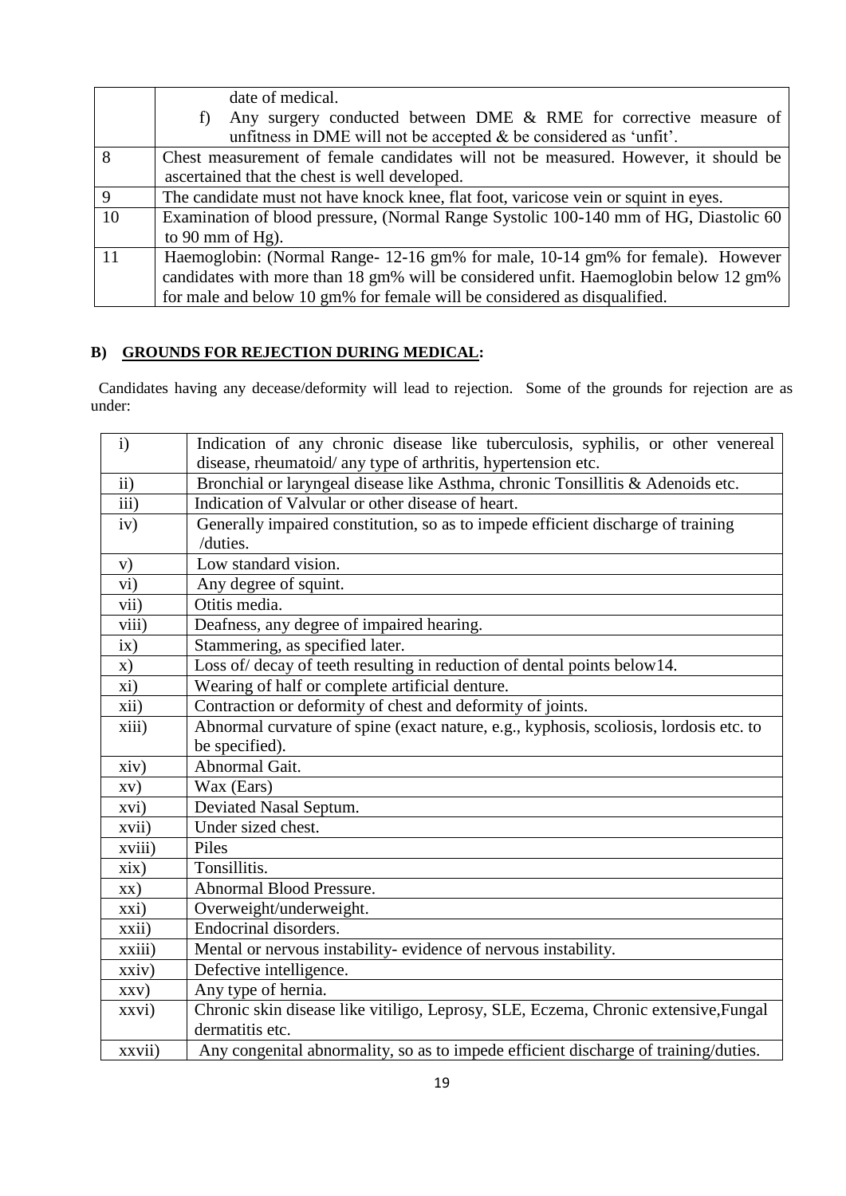| | |
|---|---|
| | date of medical.<br>f) Any surgery conducted between DME & RME for corrective measure of unfitness in DME will not be accepted & be considered as 'unfit'. |
| 8 | Chest measurement of female candidates will not be measured. However, it should be ascertained that the chest is well developed. |
| 9 | The candidate must not have knock knee, flat foot, varicose vein or squint in eyes. |
| 10 | Examination of blood pressure, (Normal Range Systolic 100-140 mm of HG, Diastolic 60 to 90 mm of Hg). |
| 11 | Haemoglobin: (Normal Range- 12-16 gm% for male, 10-14 gm% for female). However candidates with more than 18 gm% will be considered unfit. Haemoglobin below 12 gm% for male and below 10 gm% for female will be considered as disqualified. |

## B) GROUNDS FOR REJECTION DURING MEDICAL:

Candidates having any decease/deformity will lead to rejection. Some of the grounds for rejection are as under:

| | |
|---|---|
| i) | Indication of any chronic disease like tuberculosis, syphilis, or other venereal disease, rheumatoid/ any type of arthritis, hypertension etc. |
| ii) | Bronchial or laryngeal disease like Asthma, chronic Tonsillitis & Adenoids etc. |
| iii) | Indication of Valvular or other disease of heart. |
| iv) | Generally impaired constitution, so as to impede efficient discharge of training /duties. |
| v) | Low standard vision. |
| vi) | Any degree of squint. |
| vii) | Otitis media. |
| viii) | Deafness, any degree of impaired hearing. |
| ix) | Stammering, as specified later. |
| x) | Loss of/ decay of teeth resulting in reduction of dental points below14. |
| xi) | Wearing of half or complete artificial denture. |
| xii) | Contraction or deformity of chest and deformity of joints. |
| xiii) | Abnormal curvature of spine (exact nature, e.g., kyphosis, scoliosis, lordosis etc. to be specified). |
| xiv) | Abnormal Gait. |
| xv) | Wax (Ears) |
| xvi) | Deviated Nasal Septum. |
| xvii) | Under sized chest. |
| xviii) | Piles |
| xix) | Tonsillitis. |
| xx) | Abnormal Blood Pressure. |
| xxi) | Overweight/underweight. |
| xxii) | Endocrinal disorders. |
| xxiii) | Mental or nervous instability- evidence of nervous instability. |
| xxiv) | Defective intelligence. |
| xxv) | Any type of hernia. |
| xxvi) | Chronic skin disease like vitiligo, Leprosy, SLE, Eczema, Chronic extensive,Fungal dermatitis etc. |
| xxvii) | Any congenital abnormality, so as to impede efficient discharge of training/duties. |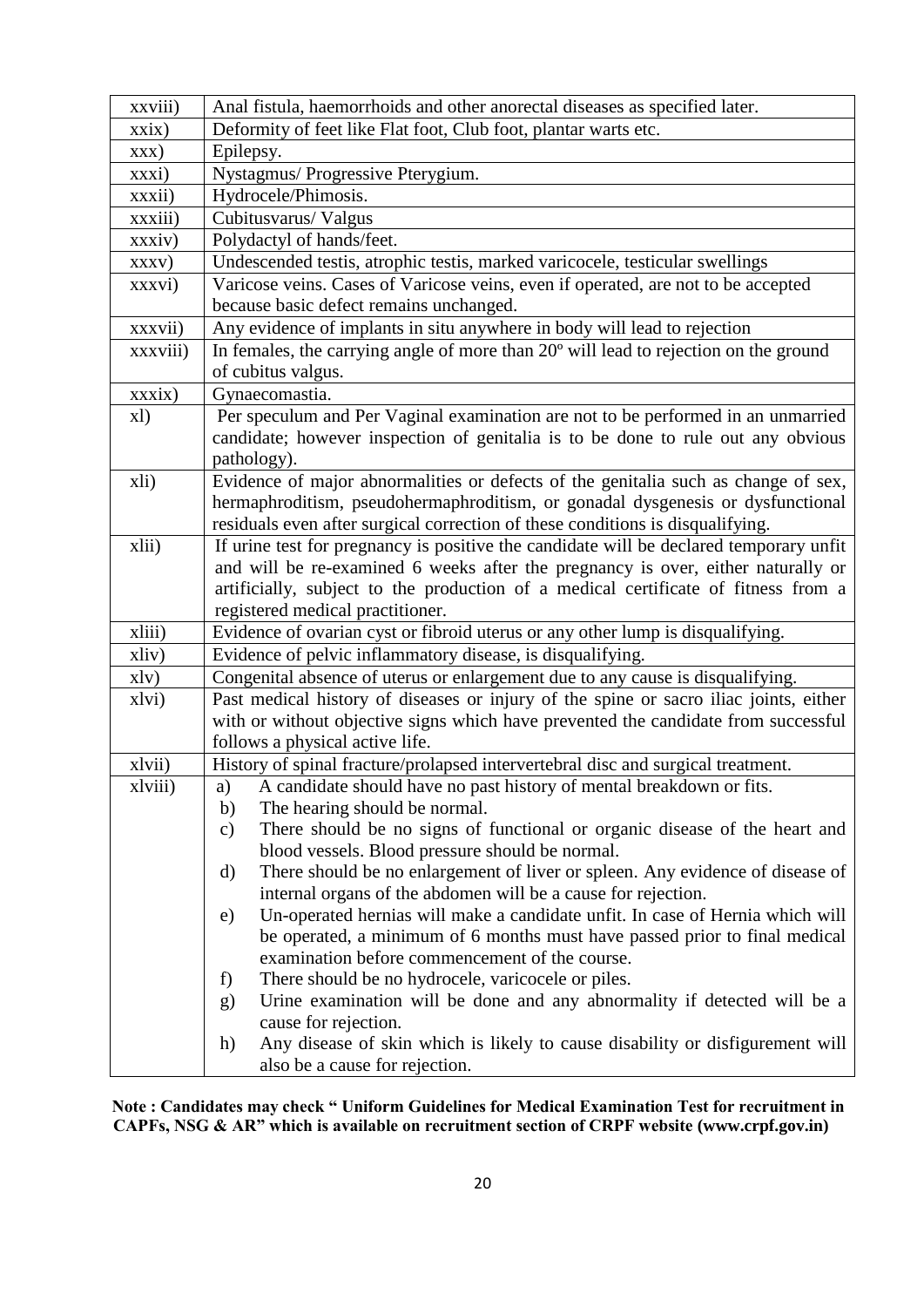| | |
|---|---|
| xxviii) | Anal fistula, haemorrhoids and other anorectal diseases as specified later. |
| xxix) | Deformity of feet like Flat foot, Club foot, plantar warts etc. |
| xxx) | Epilepsy. |
| xxxi) | Nystagmus/ Progressive Pterygium. |
| xxxii) | Hydrocele/Phimosis. |
| xxxiii) | Cubitusvarus/ Valgus |
| xxxiv) | Polydactyl of hands/feet. |
| xxxv) | Undescended testis, atrophic testis, marked varicocele, testicular swellings |
| xxxvi) | Varicose veins. Cases of Varicose veins, even if operated, are not to be accepted because basic defect remains unchanged. |
| xxxvii) | Any evidence of implants in situ anywhere in body will lead to rejection |
| xxxviii) | In females, the carrying angle of more than 20º will lead to rejection on the ground of cubitus valgus. |
| xxxix) | Gynaecomastia. |
| xl) | Per speculum and Per Vaginal examination are not to be performed in an unmarried candidate; however inspection of genitalia is to be done to rule out any obvious pathology). |
| xli) | Evidence of major abnormalities or defects of the genitalia such as change of sex, hermaphroditism, pseudohermaphroditism, or gonadal dysgenesis or dysfunctional residuals even after surgical correction of these conditions is disqualifying. |
| xlii) | If urine test for pregnancy is positive the candidate will be declared temporary unfit and will be re-examined 6 weeks after the pregnancy is over, either naturally or artificially, subject to the production of a medical certificate of fitness from a registered medical practitioner. |
| xliii) | Evidence of ovarian cyst or fibroid uterus or any other lump is disqualifying. |
| xliv) | Evidence of pelvic inflammatory disease, is disqualifying. |
| xlv) | Congenital absence of uterus or enlargement due to any cause is disqualifying. |
| xlvi) | Past medical history of diseases or injury of the spine or sacro iliac joints, either with or without objective signs which have prevented the candidate from successful follows a physical active life. |
| xlvii) | History of spinal fracture/prolapsed intervertebral disc and surgical treatment. |
| xlviii) | a) A candidate should have no past history of mental breakdown or fits.<br>b) The hearing should be normal.<br>c) There should be no signs of functional or organic disease of the heart and blood vessels. Blood pressure should be normal.<br>d) There should be no enlargement of liver or spleen. Any evidence of disease of internal organs of the abdomen will be a cause for rejection.<br>e) Un-operated hernias will make a candidate unfit. In case of Hernia which will be operated, a minimum of 6 months must have passed prior to final medical examination before commencement of the course.<br>f) There should be no hydrocele, varicocele or piles.<br>g) Urine examination will be done and any abnormality if detected will be a cause for rejection.<br>h) Any disease of skin which is likely to cause disability or disfigurement will also be a cause for rejection. |

**Note : Candidates may check " Uniform Guidelines for Medical Examination Test for recruitment in CAPFs, NSG & AR" which is available on recruitment section of CRPF website (www.crpf.gov.in)**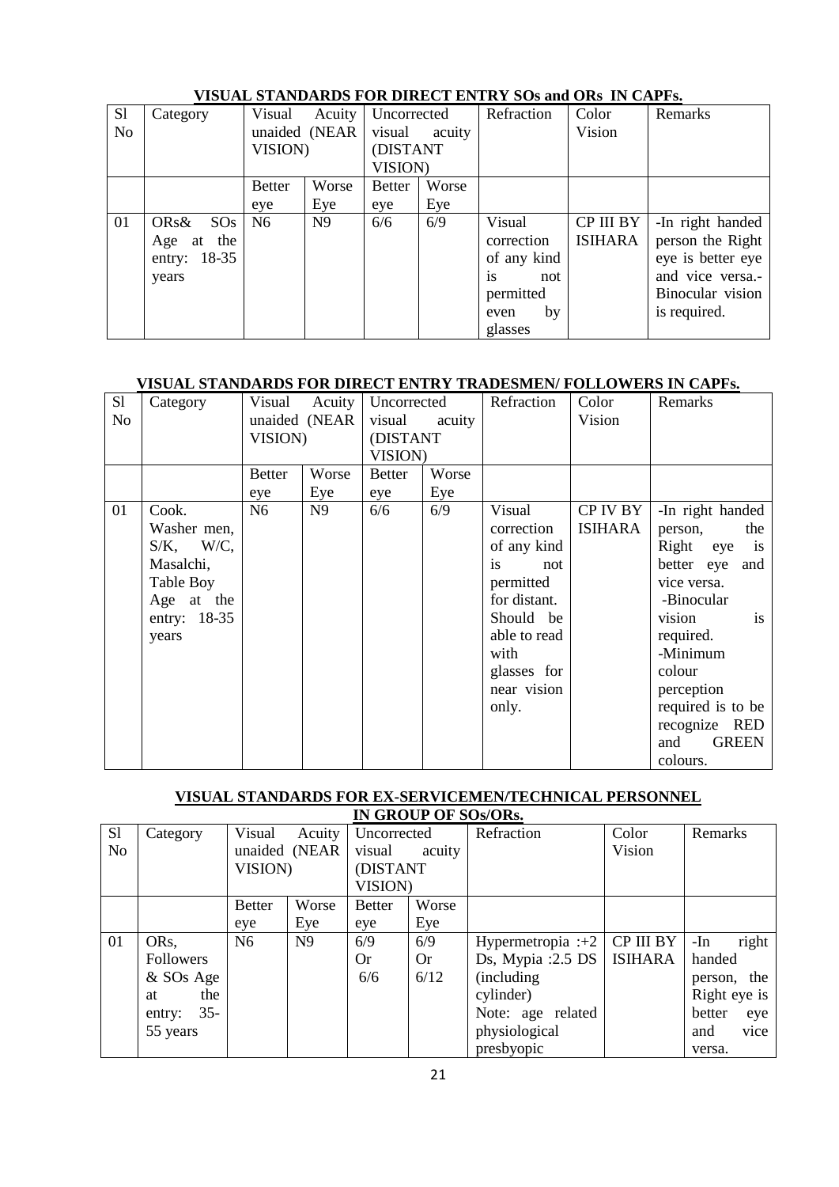## VISUAL STANDARDS FOR DIRECT ENTRY SOs and ORs IN CAPFs.

| Sl No | Category | Visual Acuity unaided (NEAR VISION) | | Uncorrected visual acuity (DISTANT VISION) | | Refraction | Color Vision | Remarks |
|---|---|---|---|---|---|---|---|---|
| | | Better eye | Worse Eye | Better eye | Worse Eye | | | |
| 01 | ORs& SOs Age at the entry: 18-35 years | N6 | N9 | 6/6 | 6/9 | Visual correction of any kind is not permitted even by glasses | CP III BY ISIHARA | -In right handed person the Right eye is better eye and vice versa.-Binocular vision is required. |

## VISUAL STANDARDS FOR DIRECT ENTRY TRADESMEN/ FOLLOWERS IN CAPFs.

| Sl No | Category | Visual Acuity unaided (NEAR VISION) | | Uncorrected visual acuity (DISTANT VISION) | | Refraction | Color Vision | Remarks |
|---|---|---|---|---|---|---|---|---|
| | | Better eye | Worse Eye | Better eye | Worse Eye | | | |
| 01 | Cook. Washer men, S/K, W/C, Masalchi, Table Boy Age at the entry: 18-35 years | N6 | N9 | 6/6 | 6/9 | Visual correction of any kind is not permitted for distant. Should be able to read with glasses for near vision only. | CP IV BY ISIHARA | -In right handed person, the Right eye is better eye and vice versa. -Binocular vision is required. -Minimum colour perception required is to be recognize RED and GREEN colours. |

## VISUAL STANDARDS FOR EX-SERVICEMEN/TECHNICAL PERSONNEL IN GROUP OF SOs/ORs.

| Sl No | Category | Visual Acuity unaided (NEAR VISION) | | Uncorrected visual acuity (DISTANT VISION) | | Refraction | Color Vision | Remarks |
|---|---|---|---|---|---|---|---|---|
| | | Better eye | Worse Eye | Better eye | Worse Eye | | | |
| 01 | ORs, Followers & SOs Age at the entry: 35-55 years | N6 | N9 | 6/9 Or 6/6 | 6/9 Or 6/12 | Hypermetropia :+2 Ds, Mypia :2.5 DS (including cylinder) Note: age related physiological presbyopic | CP III BY ISIHARA | -In right handed person, the Right eye is better eye and vice versa. |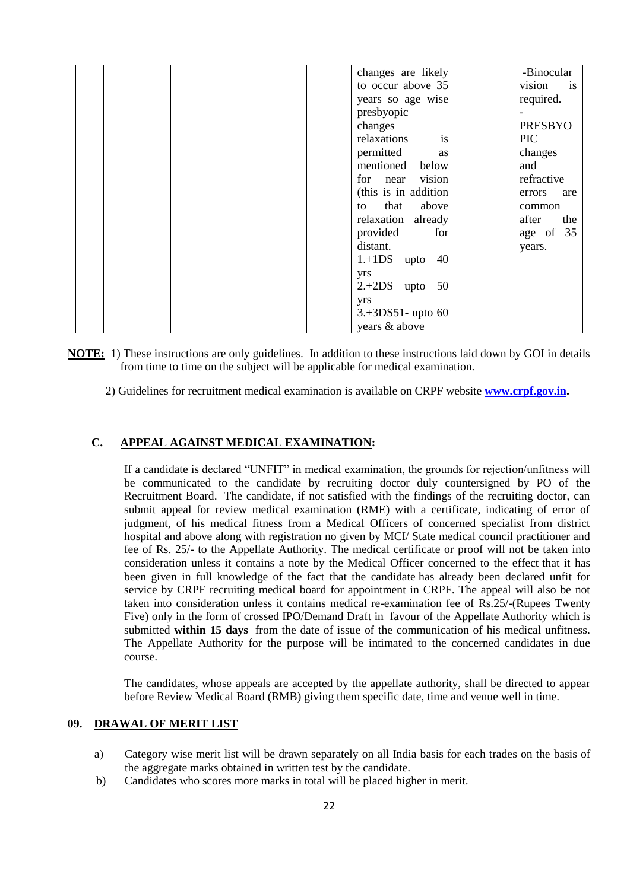| | | | | | | | | |
|---|---|---|---|---|---|---|---|---|
| | | | | | | changes are likely to occur above 35 years so age wise presbyopic changes relaxations is permitted as mentioned below for near vision (this is in addition to that above relaxation already provided for distant.<br>1.+1DS upto 40 yrs<br>2.+2DS upto 50 yrs<br>3.+3DS51- upto 60 years & above | | -Binocular vision is required.<br>-PRESBYOPIC changes and refractive errors are common after the age of 35 years. |

**NOTE:** 1) These instructions are only guidelines. In addition to these instructions laid down by GOI in details from time to time on the subject will be applicable for medical examination.

2) Guidelines for recruitment medical examination is available on CRPF website **www.crpf.gov.in.**

### C. APPEAL AGAINST MEDICAL EXAMINATION:

If a candidate is declared "UNFIT" in medical examination, the grounds for rejection/unfitness will be communicated to the candidate by recruiting doctor duly countersigned by PO of the Recruitment Board. The candidate, if not satisfied with the findings of the recruiting doctor, can submit appeal for review medical examination (RME) with a certificate, indicating of error of judgment, of his medical fitness from a Medical Officers of concerned specialist from district hospital and above along with registration no given by MCI/ State medical council practitioner and fee of Rs. 25/- to the Appellate Authority. The medical certificate or proof will not be taken into consideration unless it contains a note by the Medical Officer concerned to the effect that it has been given in full knowledge of the fact that the candidate has already been declared unfit for service by CRPF recruiting medical board for appointment in CRPF. The appeal will also be not taken into consideration unless it contains medical re-examination fee of Rs.25/-(Rupees Twenty Five) only in the form of crossed IPO/Demand Draft in favour of the Appellate Authority which is submitted **within 15 days** from the date of issue of the communication of his medical unfitness. The Appellate Authority for the purpose will be intimated to the concerned candidates in due course.

The candidates, whose appeals are accepted by the appellate authority, shall be directed to appear before Review Medical Board (RMB) giving them specific date, time and venue well in time.

## 09. DRAWAL OF MERIT LIST

a) Category wise merit list will be drawn separately on all India basis for each trades on the basis of the aggregate marks obtained in written test by the candidate.

b) Candidates who scores more marks in total will be placed higher in merit.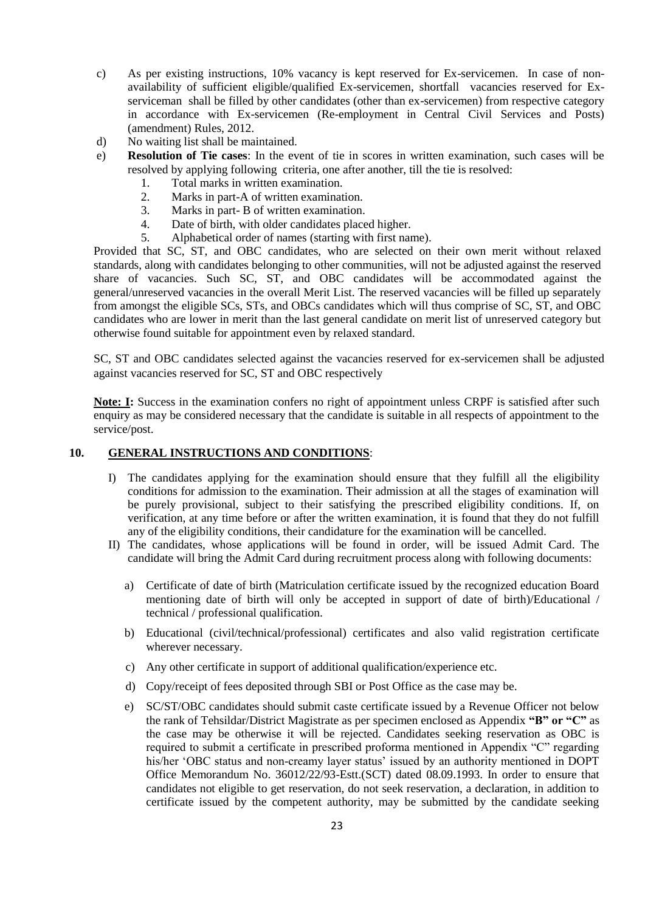c) As per existing instructions, 10% vacancy is kept reserved for Ex-servicemen. In case of non-availability of sufficient eligible/qualified Ex-servicemen, shortfall vacancies reserved for Ex-serviceman shall be filled by other candidates (other than ex-servicemen) from respective category in accordance with Ex-servicemen (Re-employment in Central Civil Services and Posts) (amendment) Rules, 2012.

d) No waiting list shall be maintained.

e) **Resolution of Tie cases**: In the event of tie in scores in written examination, such cases will be resolved by applying following criteria, one after another, till the tie is resolved:
   1. Total marks in written examination.
   2. Marks in part-A of written examination.
   3. Marks in part- B of written examination.
   4. Date of birth, with older candidates placed higher.
   5. Alphabetical order of names (starting with first name).

Provided that SC, ST, and OBC candidates, who are selected on their own merit without relaxed standards, along with candidates belonging to other communities, will not be adjusted against the reserved share of vacancies. Such SC, ST, and OBC candidates will be accommodated against the general/unreserved vacancies in the overall Merit List. The reserved vacancies will be filled up separately from amongst the eligible SCs, STs, and OBCs candidates which will thus comprise of SC, ST, and OBC candidates who are lower in merit than the last general candidate on merit list of unreserved category but otherwise found suitable for appointment even by relaxed standard.

SC, ST and OBC candidates selected against the vacancies reserved for ex-servicemen shall be adjusted against vacancies reserved for SC, ST and OBC respectively

**Note: I:** Success in the examination confers no right of appointment unless CRPF is satisfied after such enquiry as may be considered necessary that the candidate is suitable in all respects of appointment to the service/post.

## 10. GENERAL INSTRUCTIONS AND CONDITIONS:

I) The candidates applying for the examination should ensure that they fulfill all the eligibility conditions for admission to the examination. Their admission at all the stages of examination will be purely provisional, subject to their satisfying the prescribed eligibility conditions. If, on verification, at any time before or after the written examination, it is found that they do not fulfill any of the eligibility conditions, their candidature for the examination will be cancelled.

II) The candidates, whose applications will be found in order, will be issued Admit Card. The candidate will bring the Admit Card during recruitment process along with following documents:

   a) Certificate of date of birth (Matriculation certificate issued by the recognized education Board mentioning date of birth will only be accepted in support of date of birth)/Educational / technical / professional qualification.

   b) Educational (civil/technical/professional) certificates and also valid registration certificate wherever necessary.

   c) Any other certificate in support of additional qualification/experience etc.

   d) Copy/receipt of fees deposited through SBI or Post Office as the case may be.

   e) SC/ST/OBC candidates should submit caste certificate issued by a Revenue Officer not below the rank of Tehsildar/District Magistrate as per specimen enclosed as Appendix **"B" or "C"** as the case may be otherwise it will be rejected. Candidates seeking reservation as OBC is required to submit a certificate in prescribed proforma mentioned in Appendix "C" regarding his/her 'OBC status and non-creamy layer status' issued by an authority mentioned in DOPT Office Memorandum No. 36012/22/93-Estt.(SCT) dated 08.09.1993. In order to ensure that candidates not eligible to get reservation, do not seek reservation, a declaration, in addition to certificate issued by the competent authority, may be submitted by the candidate seeking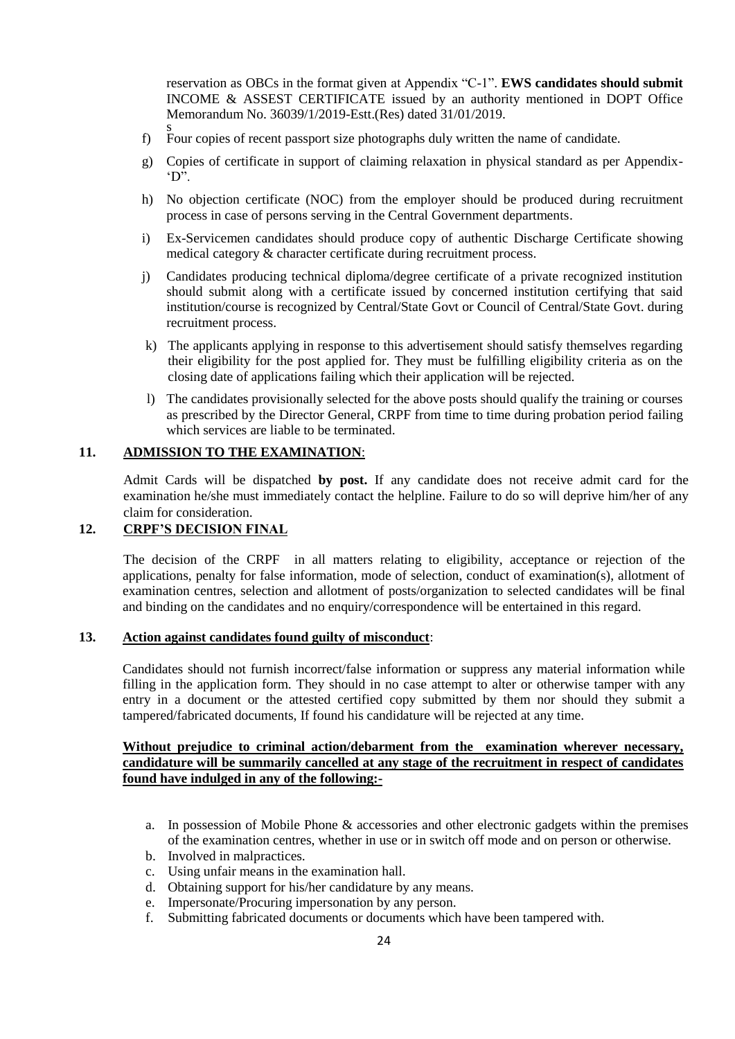reservation as OBCs in the format given at Appendix "C-1". **EWS candidates should submit** INCOME & ASSEST CERTIFICATE issued by an authority mentioned in DOPT Office Memorandum No. 36039/1/2019-Estt.(Res) dated 31/01/2019.
s

f) Four copies of recent passport size photographs duly written the name of candidate.

g) Copies of certificate in support of claiming relaxation in physical standard as per Appendix-'D".

h) No objection certificate (NOC) from the employer should be produced during recruitment process in case of persons serving in the Central Government departments.

i) Ex-Servicemen candidates should produce copy of authentic Discharge Certificate showing medical category & character certificate during recruitment process.

j) Candidates producing technical diploma/degree certificate of a private recognized institution should submit along with a certificate issued by concerned institution certifying that said institution/course is recognized by Central/State Govt or Council of Central/State Govt. during recruitment process.

k) The applicants applying in response to this advertisement should satisfy themselves regarding their eligibility for the post applied for. They must be fulfilling eligibility criteria as on the closing date of applications failing which their application will be rejected.

l) The candidates provisionally selected for the above posts should qualify the training or courses as prescribed by the Director General, CRPF from time to time during probation period failing which services are liable to be terminated.

## 11. ADMISSION TO THE EXAMINATION:

Admit Cards will be dispatched **by post.** If any candidate does not receive admit card for the examination he/she must immediately contact the helpline. Failure to do so will deprive him/her of any claim for consideration.

## 12. CRPF'S DECISION FINAL

The decision of the CRPF in all matters relating to eligibility, acceptance or rejection of the applications, penalty for false information, mode of selection, conduct of examination(s), allotment of examination centres, selection and allotment of posts/organization to selected candidates will be final and binding on the candidates and no enquiry/correspondence will be entertained in this regard.

## 13. Action against candidates found guilty of misconduct:

Candidates should not furnish incorrect/false information or suppress any material information while filling in the application form. They should in no case attempt to alter or otherwise tamper with any entry in a document or the attested certified copy submitted by them nor should they submit a tampered/fabricated documents, If found his candidature will be rejected at any time.

**Without prejudice to criminal action/debarment from the examination wherever necessary, candidature will be summarily cancelled at any stage of the recruitment in respect of candidates found have indulged in any of the following:-**

a. In possession of Mobile Phone & accessories and other electronic gadgets within the premises of the examination centres, whether in use or in switch off mode and on person or otherwise.
b. Involved in malpractices.
c. Using unfair means in the examination hall.
d. Obtaining support for his/her candidature by any means.
e. Impersonate/Procuring impersonation by any person.
f. Submitting fabricated documents or documents which have been tampered with.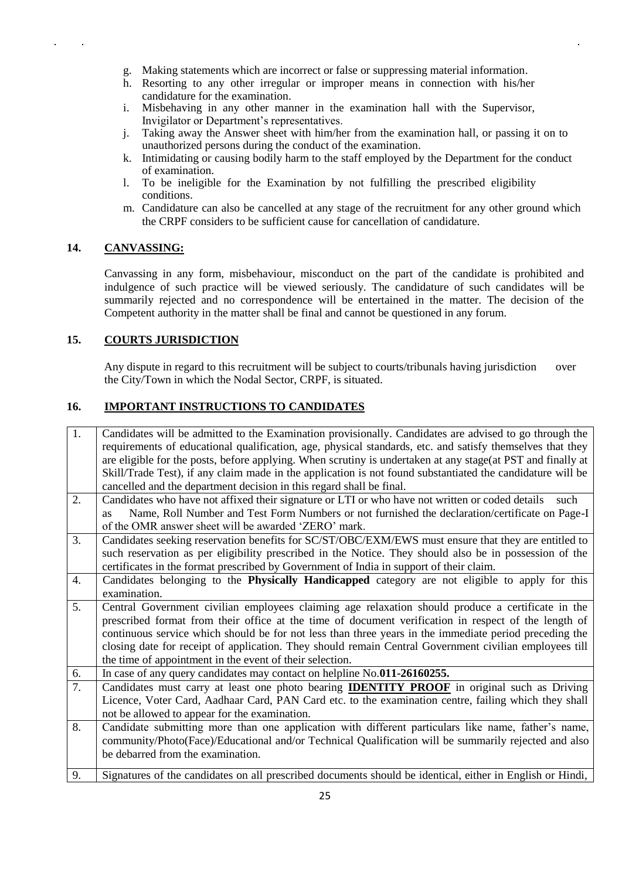g. Making statements which are incorrect or false or suppressing material information.
h. Resorting to any other irregular or improper means in connection with his/her candidature for the examination.
i. Misbehaving in any other manner in the examination hall with the Supervisor, Invigilator or Department's representatives.
j. Taking away the Answer sheet with him/her from the examination hall, or passing it on to unauthorized persons during the conduct of the examination.
k. Intimidating or causing bodily harm to the staff employed by the Department for the conduct of examination.
l. To be ineligible for the Examination by not fulfilling the prescribed eligibility conditions.
m. Candidature can also be cancelled at any stage of the recruitment for any other ground which the CRPF considers to be sufficient cause for cancellation of candidature.

## 14. CANVASSING:

Canvassing in any form, misbehaviour, misconduct on the part of the candidate is prohibited and indulgence of such practice will be viewed seriously. The candidature of such candidates will be summarily rejected and no correspondence will be entertained in the matter. The decision of the Competent authority in the matter shall be final and cannot be questioned in any forum.

## 15. COURTS JURISDICTION

Any dispute in regard to this recruitment will be subject to courts/tribunals having jurisdiction over the City/Town in which the Nodal Sector, CRPF, is situated.

## 16. IMPORTANT INSTRUCTIONS TO CANDIDATES

| | |
|---|---|
| 1. | Candidates will be admitted to the Examination provisionally. Candidates are advised to go through the requirements of educational qualification, age, physical standards, etc. and satisfy themselves that they are eligible for the posts, before applying. When scrutiny is undertaken at any stage(at PST and finally at Skill/Trade Test), if any claim made in the application is not found substantiated the candidature will be cancelled and the department decision in this regard shall be final. |
| 2. | Candidates who have not affixed their signature or LTI or who have not written or coded details such as Name, Roll Number and Test Form Numbers or not furnished the declaration/certificate on Page-I of the OMR answer sheet will be awarded 'ZERO' mark. |
| 3. | Candidates seeking reservation benefits for SC/ST/OBC/EXM/EWS must ensure that they are entitled to such reservation as per eligibility prescribed in the Notice. They should also be in possession of the certificates in the format prescribed by Government of India in support of their claim. |
| 4. | Candidates belonging to the **Physically Handicapped** category are not eligible to apply for this examination. |
| 5. | Central Government civilian employees claiming age relaxation should produce a certificate in the prescribed format from their office at the time of document verification in respect of the length of continuous service which should be for not less than three years in the immediate period preceding the closing date for receipt of application. They should remain Central Government civilian employees till the time of appointment in the event of their selection. |
| 6. | In case of any query candidates may contact on helpline No.**011-26160255.** |
| 7. | Candidates must carry at least one photo bearing **IDENTITY PROOF** in original such as Driving Licence, Voter Card, Aadhaar Card, PAN Card etc. to the examination centre, failing which they shall not be allowed to appear for the examination. |
| 8. | Candidate submitting more than one application with different particulars like name, father's name, community/Photo(Face)/Educational and/or Technical Qualification will be summarily rejected and also be debarred from the examination. |
| 9. | Signatures of the candidates on all prescribed documents should be identical, either in English or Hindi, |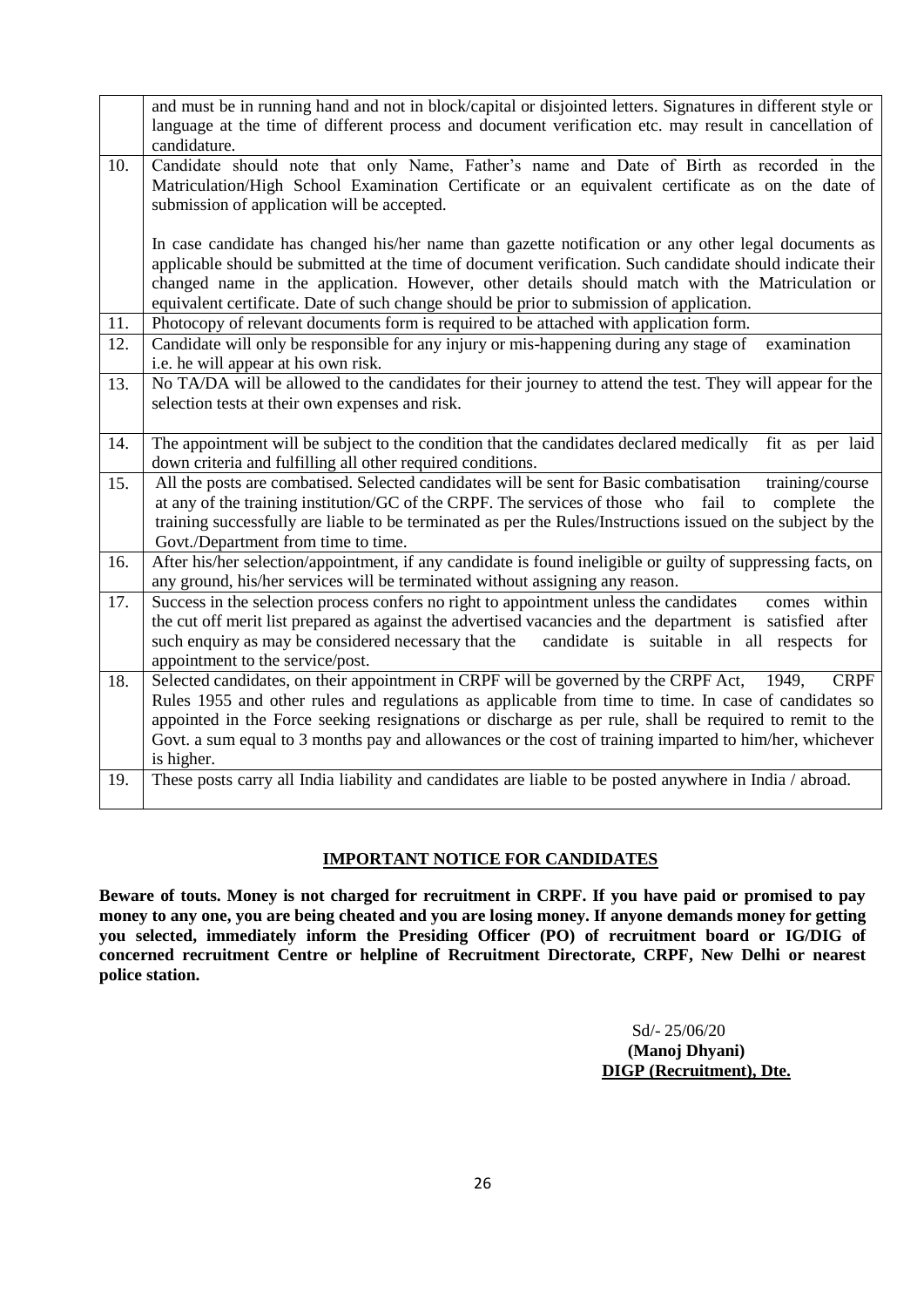| | |
|---|---|
| | and must be in running hand and not in block/capital or disjointed letters. Signatures in different style or language at the time of different process and document verification etc. may result in cancellation of candidature. |
| 10. | Candidate should note that only Name, Father's name and Date of Birth as recorded in the Matriculation/High School Examination Certificate or an equivalent certificate as on the date of submission of application will be accepted.<br><br>In case candidate has changed his/her name than gazette notification or any other legal documents as applicable should be submitted at the time of document verification. Such candidate should indicate their changed name in the application. However, other details should match with the Matriculation or equivalent certificate. Date of such change should be prior to submission of application. |
| 11. | Photocopy of relevant documents form is required to be attached with application form. |
| 12. | Candidate will only be responsible for any injury or mis-happening during any stage of examination i.e. he will appear at his own risk. |
| 13. | No TA/DA will be allowed to the candidates for their journey to attend the test. They will appear for the selection tests at their own expenses and risk. |
| 14. | The appointment will be subject to the condition that the candidates declared medically fit as per laid down criteria and fulfilling all other required conditions. |
| 15. | All the posts are combatised. Selected candidates will be sent for Basic combatisation training/course at any of the training institution/GC of the CRPF. The services of those who fail to complete the training successfully are liable to be terminated as per the Rules/Instructions issued on the subject by the Govt./Department from time to time. |
| 16. | After his/her selection/appointment, if any candidate is found ineligible or guilty of suppressing facts, on any ground, his/her services will be terminated without assigning any reason. |
| 17. | Success in the selection process confers no right to appointment unless the candidates comes within the cut off merit list prepared as against the advertised vacancies and the department is satisfied after such enquiry as may be considered necessary that the candidate is suitable in all respects for appointment to the service/post. |
| 18. | Selected candidates, on their appointment in CRPF will be governed by the CRPF Act, 1949, CRPF Rules 1955 and other rules and regulations as applicable from time to time. In case of candidates so appointed in the Force seeking resignations or discharge as per rule, shall be required to remit to the Govt. a sum equal to 3 months pay and allowances or the cost of training imparted to him/her, whichever is higher. |
| 19. | These posts carry all India liability and candidates are liable to be posted anywhere in India / abroad. |

## IMPORTANT NOTICE FOR CANDIDATES

**Beware of touts. Money is not charged for recruitment in CRPF. If you have paid or promised to pay money to any one, you are being cheated and you are losing money. If anyone demands money for getting you selected, immediately inform the Presiding Officer (PO) of recruitment board or IG/DIG of concerned recruitment Centre or helpline of Recruitment Directorate, CRPF, New Delhi or nearest police station.**

Sd/- 25/06/20
**(Manoj Dhyani)**
**DIGP (Recruitment), Dte.**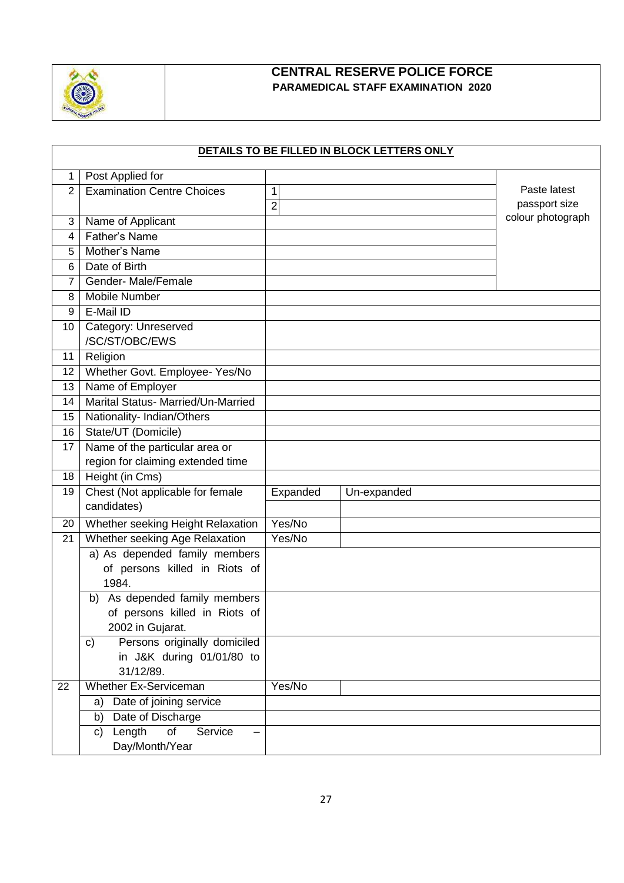# CENTRAL RESERVE POLICE FORCE

## PARAMEDICAL STAFF EXAMINATION 2020

**DETAILS TO BE FILLED IN BLOCK LETTERS ONLY**

| | | | | |
|---|---|---|---|---|
| 1 | Post Applied for | | | Paste latest passport size colour photograph |
| 2 | Examination Centre Choices | 1 | | |
| | | 2 | | |
| 3 | Name of Applicant | | | |
| 4 | Father's Name | | | |
| 5 | Mother's Name | | | |
| 6 | Date of Birth | | | |
| 7 | Gender- Male/Female | | | |
| 8 | Mobile Number | | | |
| 9 | E-Mail ID | | | |
| 10 | Category: Unreserved /SC/ST/OBC/EWS | | | |
| 11 | Religion | | | |
| 12 | Whether Govt. Employee- Yes/No | | | |
| 13 | Name of Employer | | | |
| 14 | Marital Status- Married/Un-Married | | | |
| 15 | Nationality- Indian/Others | | | |
| 16 | State/UT (Domicile) | | | |
| 17 | Name of the particular area or region for claiming extended time | | | |
| 18 | Height (in Cms) | | | |
| 19 | Chest (Not applicable for female candidates) | Expanded | Un-expanded | |
| | | | | |
| 20 | Whether seeking Height Relaxation | Yes/No | | |
| 21 | Whether seeking Age Relaxation | Yes/No | | |
| | a) As depended family members of persons killed in Riots of 1984. | | | |
| | b) As depended family members of persons killed in Riots of 2002 in Gujarat. | | | |
| | c) Persons originally domiciled in J&K during 01/01/80 to 31/12/89. | | | |
| 22 | Whether Ex-Serviceman | Yes/No | | |
| | a) Date of joining service | | | |
| | b) Date of Discharge | | | |
| | c) Length of Service – Day/Month/Year | | | |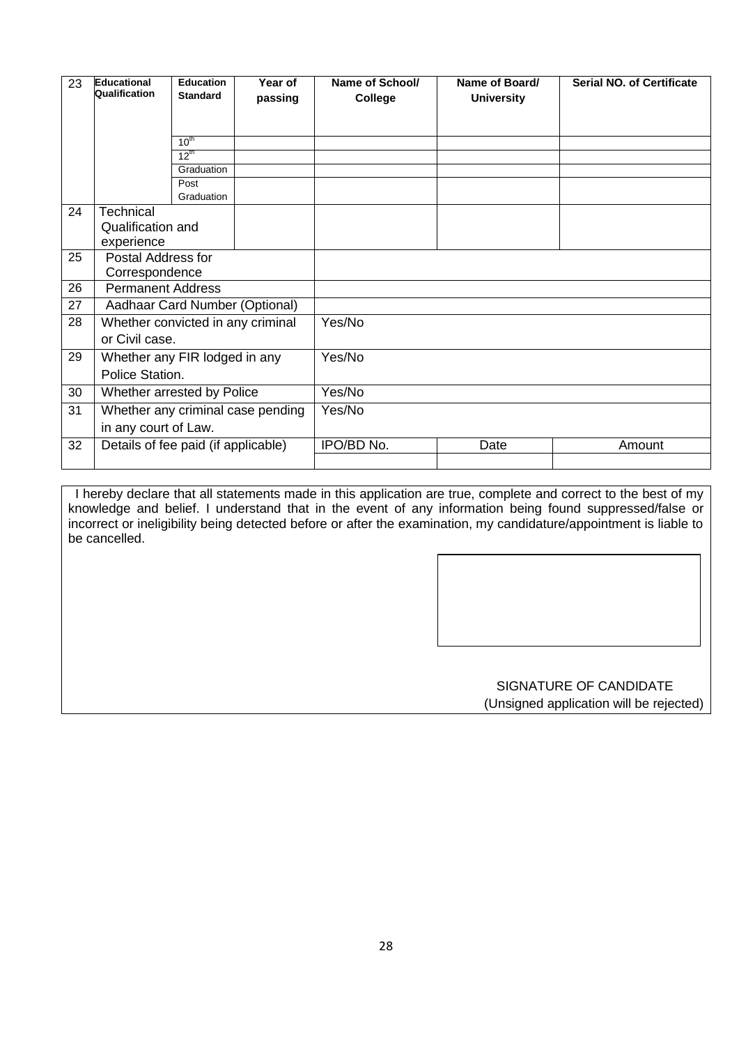| 23 | Educational Qualification | Education Standard | Year of passing | Name of School/ College | Name of Board/ University | Serial NO. of Certificate |
|---|---|---|---|---|---|---|
| | | $10^{th}$ | | | | |
| | | $12^{th}$ | | | | |
| | | Graduation | | | | |
| | | Post Graduation | | | | |
| 24 | Technical Qualification and experience | | | | | |
| 25 | Postal Address for Correspondence | | | | | |
| 26 | Permanent Address | | | | | |
| 27 | Aadhaar Card Number (Optional) | | | | | |
| 28 | Whether convicted in any criminal or Civil case. | | | Yes/No | | |
| 29 | Whether any FIR lodged in any Police Station. | | | Yes/No | | |
| 30 | Whether arrested by Police | | | Yes/No | | |
| 31 | Whether any criminal case pending in any court of Law. | | | Yes/No | | |
| 32 | Details of fee paid (if applicable) | | | IPO/BD No. | Date | Amount |
| | | | | | | |

I hereby declare that all statements made in this application are true, complete and correct to the best of my knowledge and belief. I understand that in the event of any information being found suppressed/false or incorrect or ineligibility being detected before or after the examination, my candidature/appointment is liable to be cancelled.

SIGNATURE OF CANDIDATE
(Unsigned application will be rejected)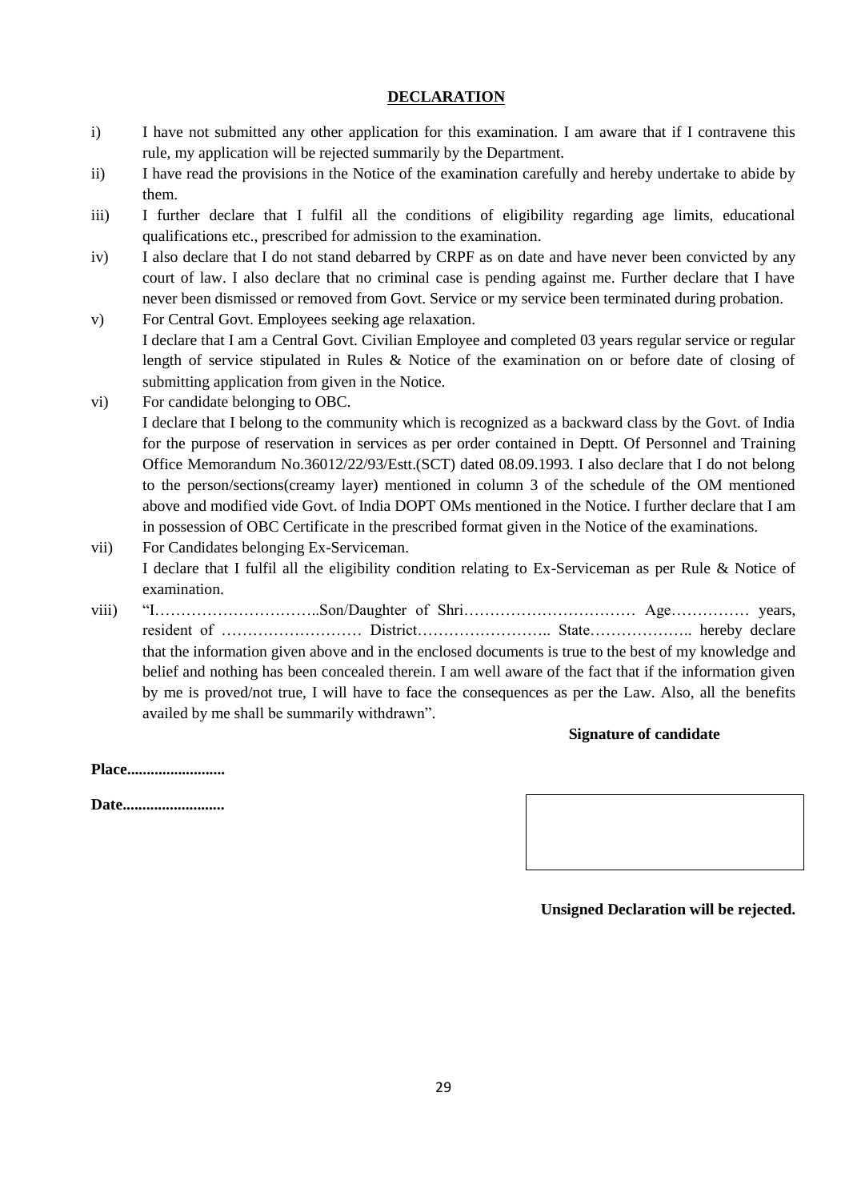**DECLARATION**

i) I have not submitted any other application for this examination. I am aware that if I contravene this rule, my application will be rejected summarily by the Department.

ii) I have read the provisions in the Notice of the examination carefully and hereby undertake to abide by them.

iii) I further declare that I fulfil all the conditions of eligibility regarding age limits, educational qualifications etc., prescribed for admission to the examination.

iv) I also declare that I do not stand debarred by CRPF as on date and have never been convicted by any court of law. I also declare that no criminal case is pending against me. Further declare that I have never been dismissed or removed from Govt. Service or my service been terminated during probation.

v) For Central Govt. Employees seeking age relaxation.
I declare that I am a Central Govt. Civilian Employee and completed 03 years regular service or regular length of service stipulated in Rules & Notice of the examination on or before date of closing of submitting application from given in the Notice.

vi) For candidate belonging to OBC.
I declare that I belong to the community which is recognized as a backward class by the Govt. of India for the purpose of reservation in services as per order contained in Deptt. Of Personnel and Training Office Memorandum No.36012/22/93/Estt.(SCT) dated 08.09.1993. I also declare that I do not belong to the person/sections(creamy layer) mentioned in column 3 of the schedule of the OM mentioned above and modified vide Govt. of India DOPT OMs mentioned in the Notice. I further declare that I am in possession of OBC Certificate in the prescribed format given in the Notice of the examinations.

vii) For Candidates belonging Ex-Serviceman.
I declare that I fulfil all the eligibility condition relating to Ex-Serviceman as per Rule & Notice of examination.

viii) "I…………………………..Son/Daughter of Shri…………………………… Age…………… years, resident of ……………………… District…………………….. State……………….. hereby declare that the information given above and in the enclosed documents is true to the best of my knowledge and belief and nothing has been concealed therein. I am well aware of the fact that if the information given by me is proved/not true, I will have to face the consequences as per the Law. Also, all the benefits availed by me shall be summarily withdrawn".

**Signature of candidate**

**Place.........................**

**Date..........................**

**Unsigned Declaration will be rejected.**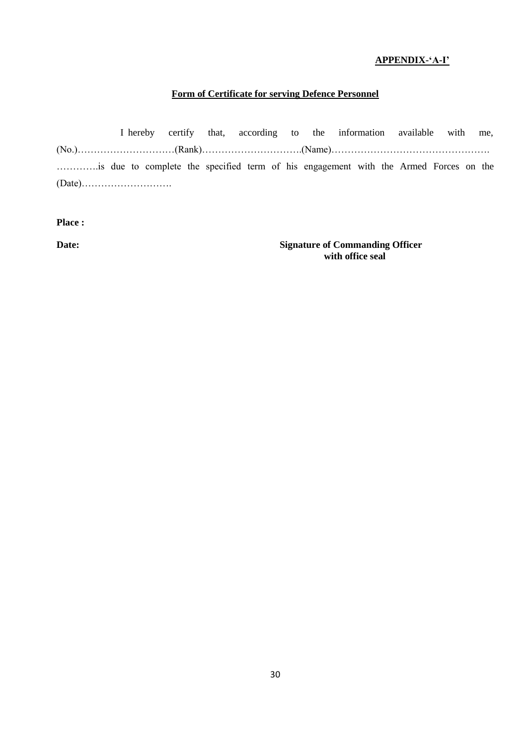**APPENDIX-'A-I'**

**Form of Certificate for serving Defence Personnel**

I hereby certify that, according to the information available with me, (No.)…………………………(Rank)………………………….(Name)………………………………………….…………..is due to complete the specified term of his engagement with the Armed Forces on the (Date)……………………….

**Place :**

**Date:**

**Signature of Commanding Officer with office seal**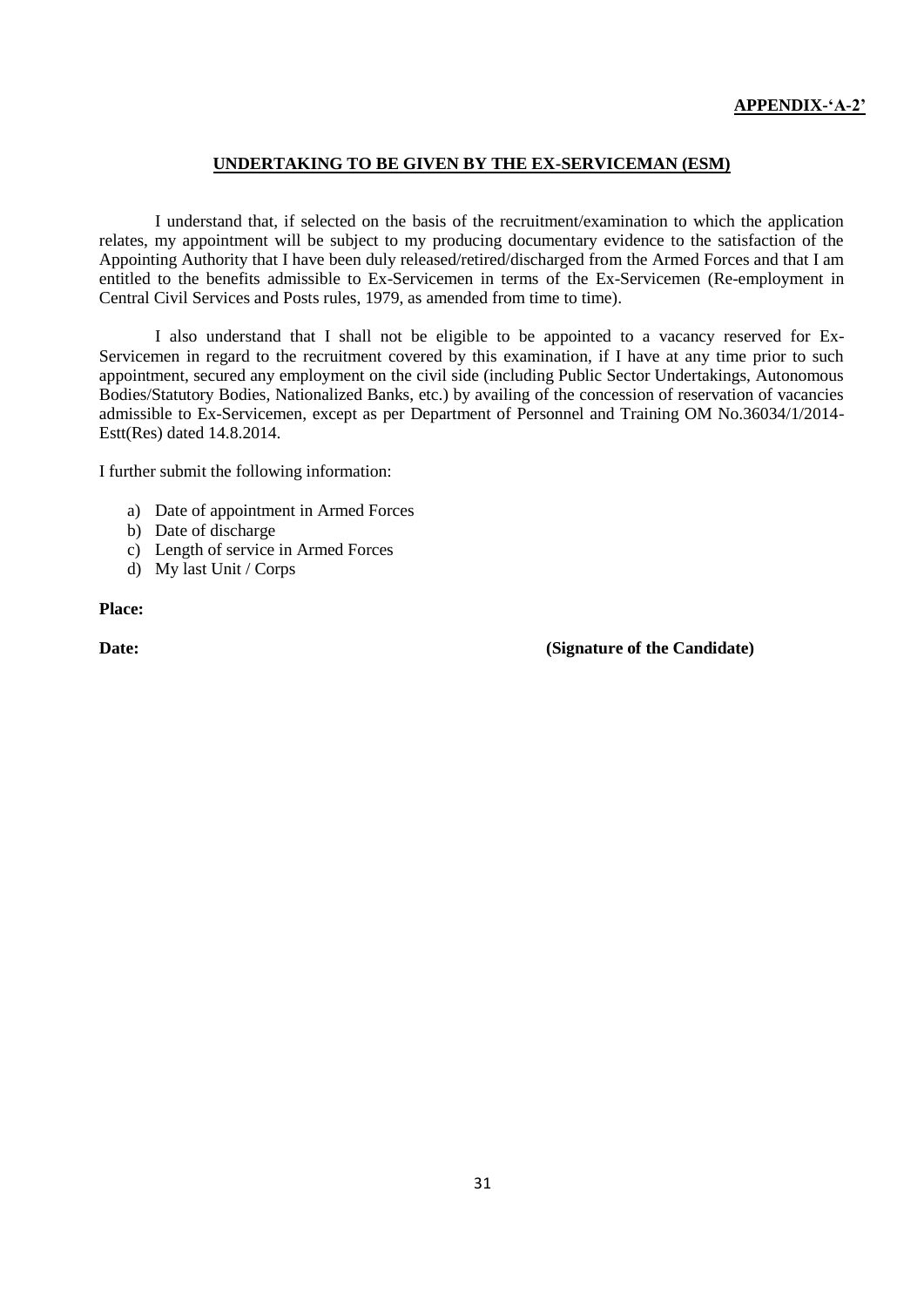**APPENDIX-'A-2'**

## UNDERTAKING TO BE GIVEN BY THE EX-SERVICEMAN (ESM)

I understand that, if selected on the basis of the recruitment/examination to which the application relates, my appointment will be subject to my producing documentary evidence to the satisfaction of the Appointing Authority that I have been duly released/retired/discharged from the Armed Forces and that I am entitled to the benefits admissible to Ex-Servicemen in terms of the Ex-Servicemen (Re-employment in Central Civil Services and Posts rules, 1979, as amended from time to time).

I also understand that I shall not be eligible to be appointed to a vacancy reserved for Ex-Servicemen in regard to the recruitment covered by this examination, if I have at any time prior to such appointment, secured any employment on the civil side (including Public Sector Undertakings, Autonomous Bodies/Statutory Bodies, Nationalized Banks, etc.) by availing of the concession of reservation of vacancies admissible to Ex-Servicemen, except as per Department of Personnel and Training OM No.36034/1/2014-Estt(Res) dated 14.8.2014.

I further submit the following information:

a) Date of appointment in Armed Forces
b) Date of discharge
c) Length of service in Armed Forces
d) My last Unit / Corps

**Place:**

**Date:** **(Signature of the Candidate)**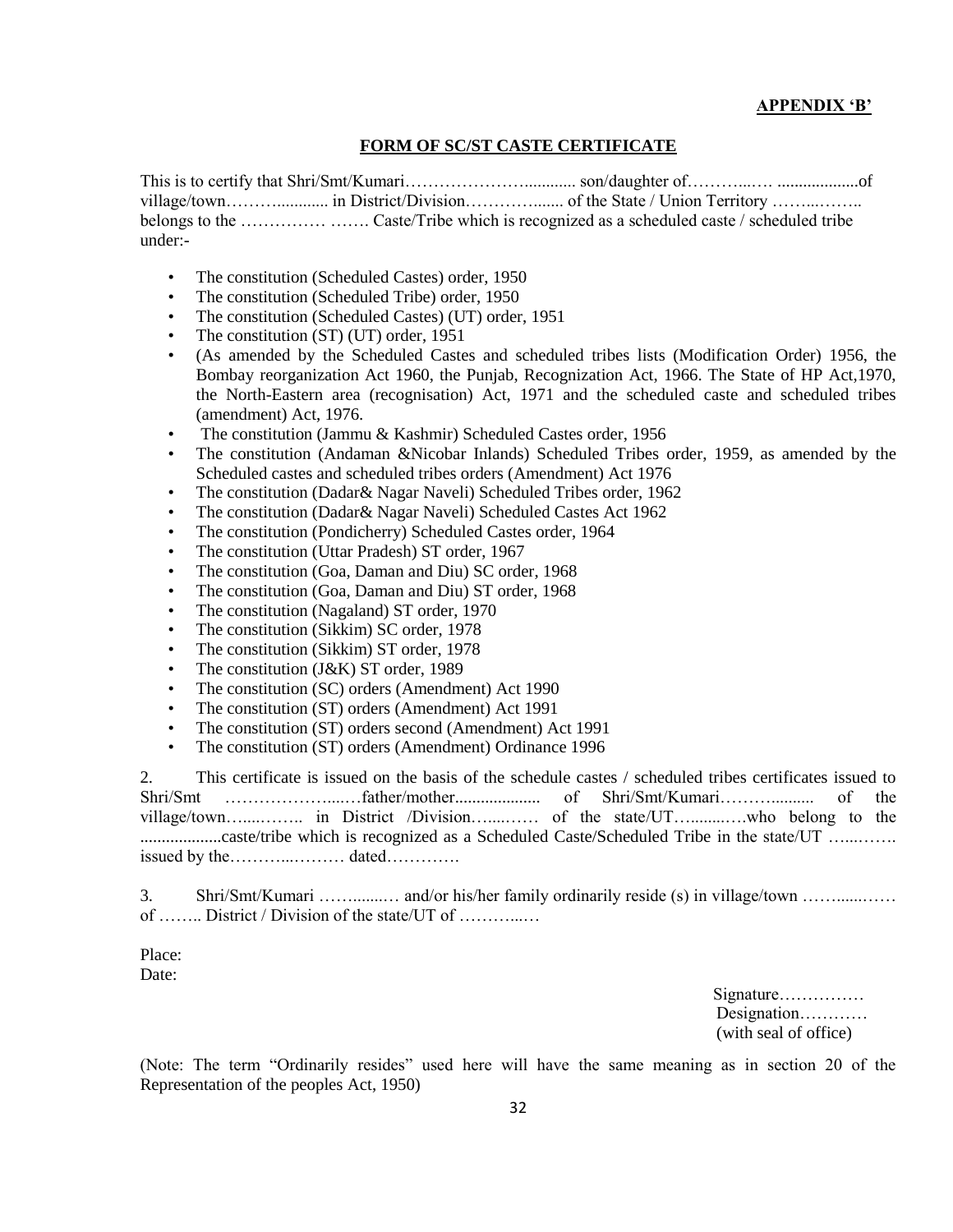**APPENDIX 'B'**

**FORM OF SC/ST CASTE CERTIFICATE**

This is to certify that Shri/Smt/Kumari………………….……….. son/daughter of………..… ..................of village/town……….......... in District/Division…………...... of the State / Union Territory ……..…….. belongs to the …………… ……. Caste/Tribe which is recognized as a scheduled caste / scheduled tribe under:-

- The constitution (Scheduled Castes) order, 1950
- The constitution (Scheduled Tribe) order, 1950
- The constitution (Scheduled Castes) (UT) order, 1951
- The constitution (ST) (UT) order, 1951
- (As amended by the Scheduled Castes and scheduled tribes lists (Modification Order) 1956, the Bombay reorganization Act 1960, the Punjab, Recognization Act, 1966. The State of HP Act,1970, the North-Eastern area (recognisation) Act, 1971 and the scheduled caste and scheduled tribes (amendment) Act, 1976.
- The constitution (Jammu & Kashmir) Scheduled Castes order, 1956
- The constitution (Andaman &Nicobar Inlands) Scheduled Tribes order, 1959, as amended by the Scheduled castes and scheduled tribes orders (Amendment) Act 1976
- The constitution (Dadar& Nagar Naveli) Scheduled Tribes order, 1962
- The constitution (Dadar& Nagar Naveli) Scheduled Castes Act 1962
- The constitution (Pondicherry) Scheduled Castes order, 1964
- The constitution (Uttar Pradesh) ST order, 1967
- The constitution (Goa, Daman and Diu) SC order, 1968
- The constitution (Goa, Daman and Diu) ST order, 1968
- The constitution (Nagaland) ST order, 1970
- The constitution (Sikkim) SC order, 1978
- The constitution (Sikkim) ST order, 1978
- The constitution (J&K) ST order, 1989
- The constitution (SC) orders (Amendment) Act 1990
- The constitution (ST) orders (Amendment) Act 1991
- The constitution (ST) orders second (Amendment) Act 1991
- The constitution (ST) orders (Amendment) Ordinance 1996

2. This certificate is issued on the basis of the schedule castes / scheduled tribes certificates issued to Shri/Smt ………………...…father/mother.................... of Shri/Smt/Kumari……….......... of the village/town…....…….. in District /Division…....…… of the state/UT…........….who belong to the ...................caste/tribe which is recognized as a Scheduled Caste/Scheduled Tribe in the state/UT …...……. issued by the………..……… dated………….

3. Shri/Smt/Kumari …….......… and/or his/her family ordinarily reside (s) in village/town ……......…… of …….. District / Division of the state/UT of ………...…

Place:
Date:

Signature……………
Designation…………
(with seal of office)

(Note: The term "Ordinarily resides" used here will have the same meaning as in section 20 of the Representation of the peoples Act, 1950)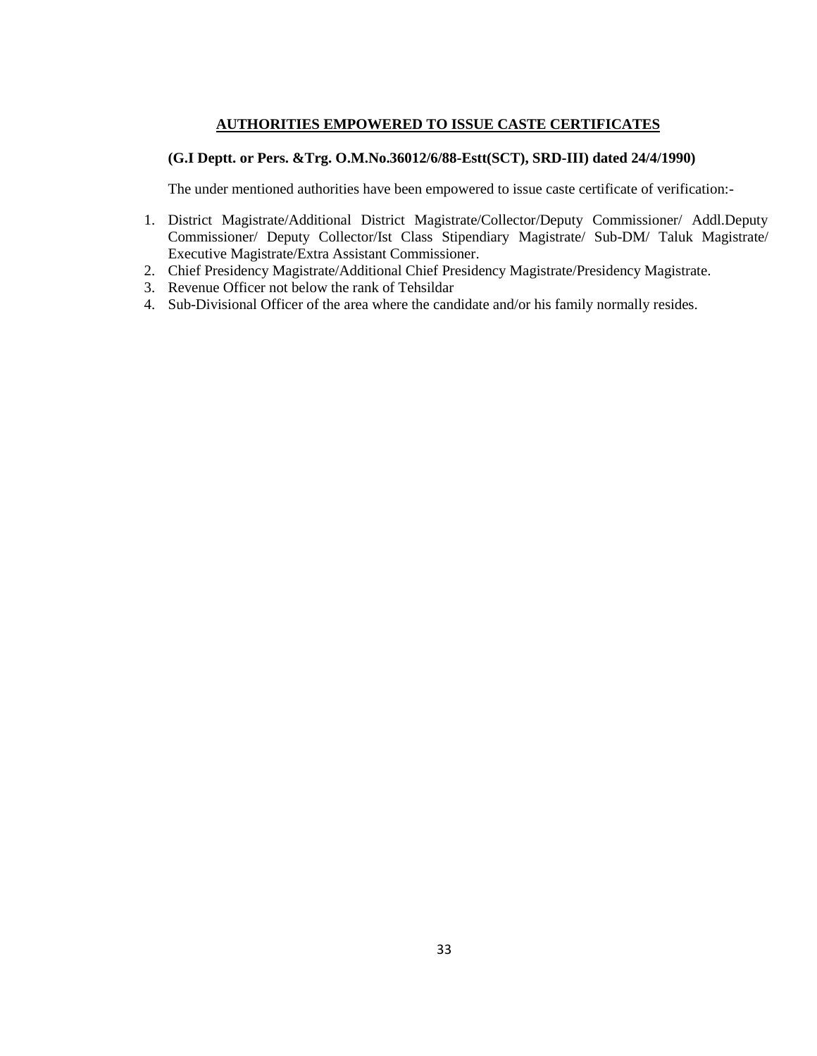## AUTHORITIES EMPOWERED TO ISSUE CASTE CERTIFICATES

**(G.I Deptt. or Pers. &Trg. O.M.No.36012/6/88-Estt(SCT), SRD-III) dated 24/4/1990)**

The under mentioned authorities have been empowered to issue caste certificate of verification:-

1. District Magistrate/Additional District Magistrate/Collector/Deputy Commissioner/ Addl.Deputy Commissioner/ Deputy Collector/Ist Class Stipendiary Magistrate/ Sub-DM/ Taluk Magistrate/ Executive Magistrate/Extra Assistant Commissioner.
2. Chief Presidency Magistrate/Additional Chief Presidency Magistrate/Presidency Magistrate.
3. Revenue Officer not below the rank of Tehsildar
4. Sub-Divisional Officer of the area where the candidate and/or his family normally resides.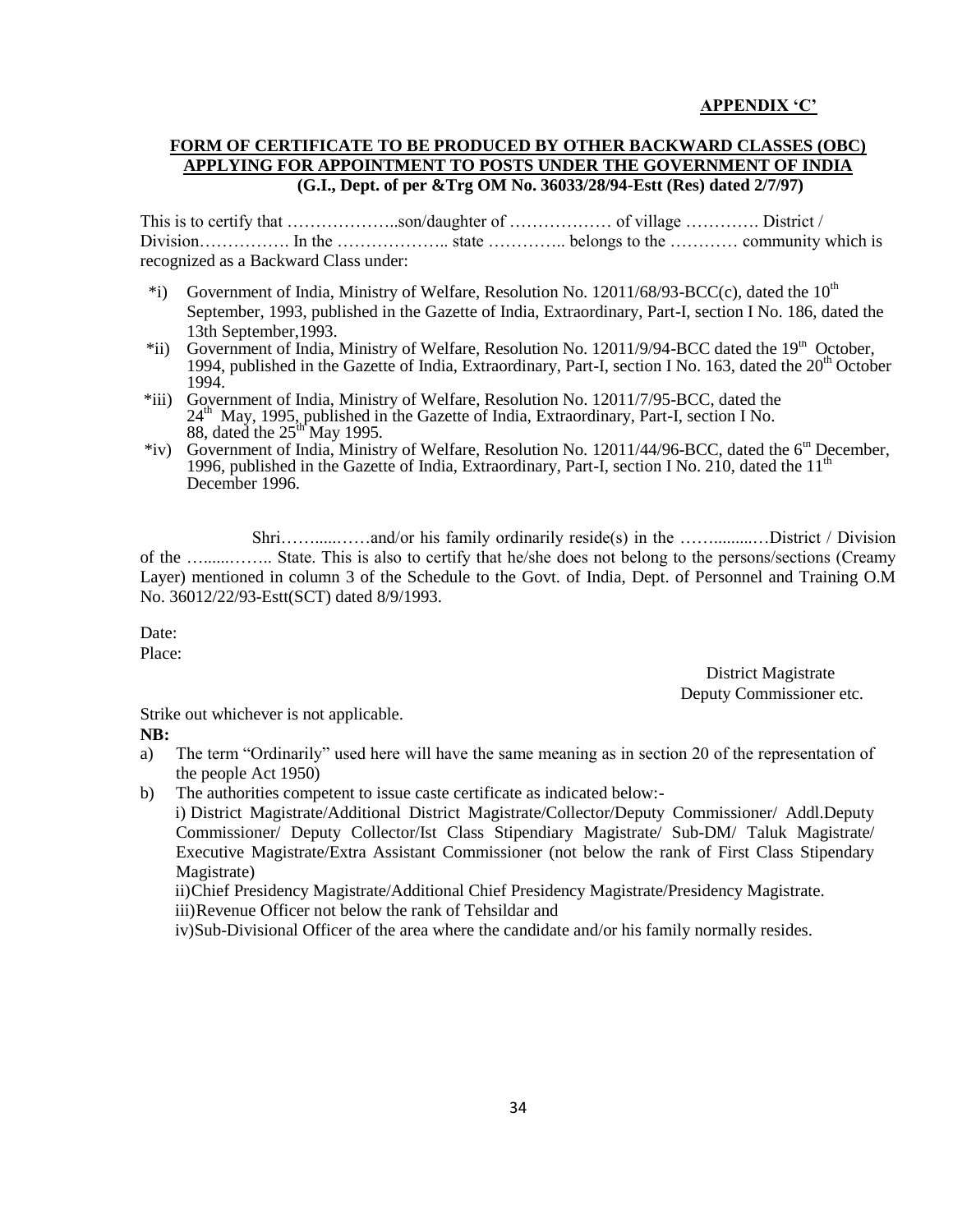**APPENDIX 'C'**

**FORM OF CERTIFICATE TO BE PRODUCED BY OTHER BACKWARD CLASSES (OBC) APPLYING FOR APPOINTMENT TO POSTS UNDER THE GOVERNMENT OF INDIA**
**(G.I., Dept. of per &Trg OM No. 36033/28/94-Estt (Res) dated 2/7/97)**

This is to certify that ………………..son/daughter of ……………… of village …………. District / Division……………. In the ……………….. state ………….. belongs to the ………… community which is recognized as a Backward Class under:

*i) Government of India, Ministry of Welfare, Resolution No. 12011/68/93-BCC(c), dated the 10th September, 1993, published in the Gazette of India, Extraordinary, Part-I, section I No. 186, dated the 13th September,1993.

*ii) Government of India, Ministry of Welfare, Resolution No. 12011/9/94-BCC dated the 19th October, 1994, published in the Gazette of India, Extraordinary, Part-I, section I No. 163, dated the 20th October 1994.

*iii) Government of India, Ministry of Welfare, Resolution No. 12011/7/95-BCC, dated the 24th May, 1995, published in the Gazette of India, Extraordinary, Part-I, section I No. 88, dated the 25th May 1995.

*iv) Government of India, Ministry of Welfare, Resolution No. 12011/44/96-BCC, dated the 6th December, 1996, published in the Gazette of India, Extraordinary, Part-I, section I No. 210, dated the 11th December 1996.

Shri……......……and/or his family ordinarily reside(s) in the ……..........…District / Division of the ….......…….. State. This is also to certify that he/she does not belong to the persons/sections (Creamy Layer) mentioned in column 3 of the Schedule to the Govt. of India, Dept. of Personnel and Training O.M No. 36012/22/93-Estt(SCT) dated 8/9/1993.

Date:
Place:

District Magistrate
Deputy Commissioner etc.

Strike out whichever is not applicable.

**NB:**

a) The term "Ordinarily" used here will have the same meaning as in section 20 of the representation of the people Act 1950)

b) The authorities competent to issue caste certificate as indicated below:-
   i) District Magistrate/Additional District Magistrate/Collector/Deputy Commissioner/ Addl.Deputy Commissioner/ Deputy Collector/Ist Class Stipendiary Magistrate/ Sub-DM/ Taluk Magistrate/ Executive Magistrate/Extra Assistant Commissioner (not below the rank of First Class Stipendary Magistrate)
   ii) Chief Presidency Magistrate/Additional Chief Presidency Magistrate/Presidency Magistrate.
   iii) Revenue Officer not below the rank of Tehsildar and
   iv) Sub-Divisional Officer of the area where the candidate and/or his family normally resides.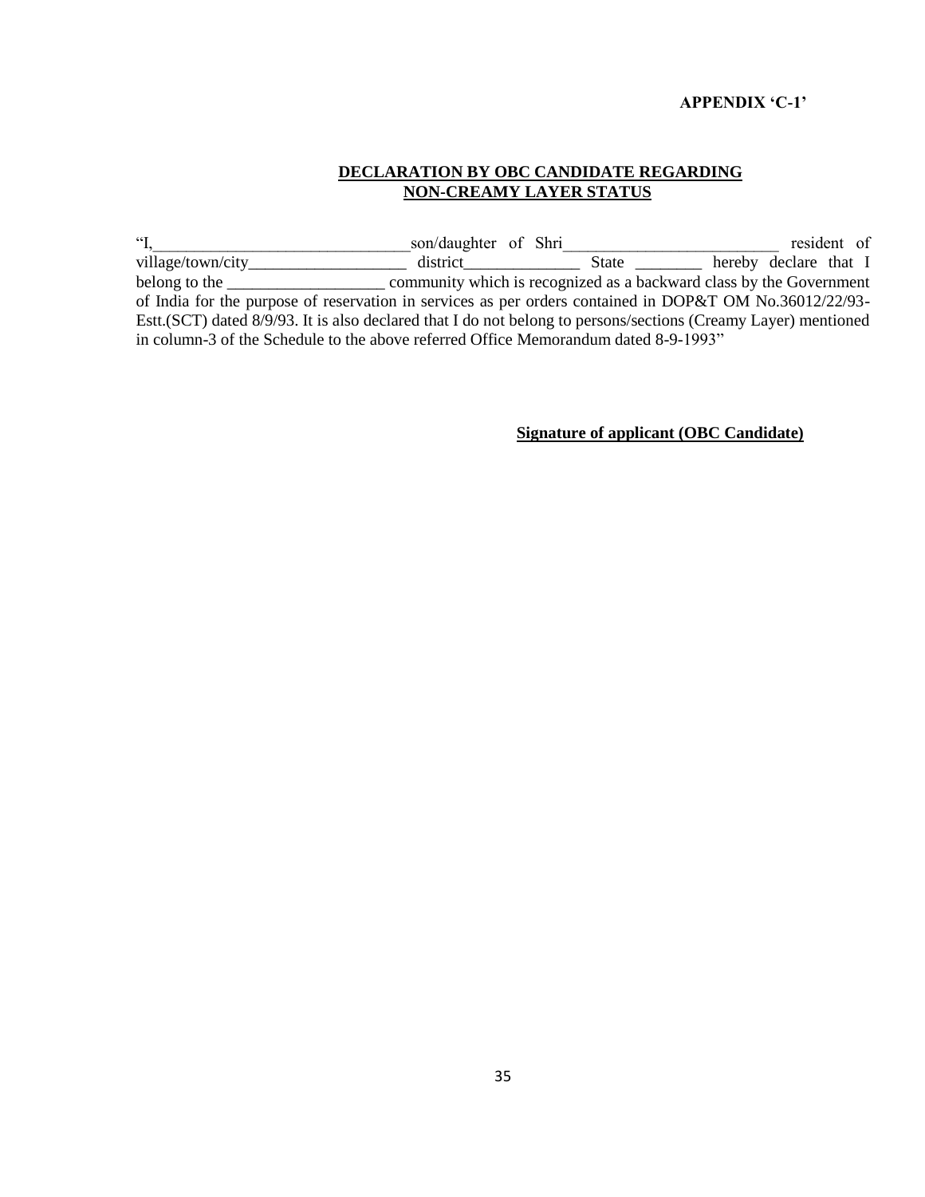**APPENDIX 'C-1'**

**DECLARATION BY OBC CANDIDATE REGARDING NON-CREAMY LAYER STATUS**

"I,_______________________________son/daughter of Shri__________________________ resident of village/town/city___________________ district______________ State ________ hereby declare that I belong to the ___________________ community which is recognized as a backward class by the Government of India for the purpose of reservation in services as per orders contained in DOP&T OM No.36012/22/93-Estt.(SCT) dated 8/9/93. It is also declared that I do not belong to persons/sections (Creamy Layer) mentioned in column-3 of the Schedule to the above referred Office Memorandum dated 8-9-1993"

**Signature of applicant (OBC Candidate)**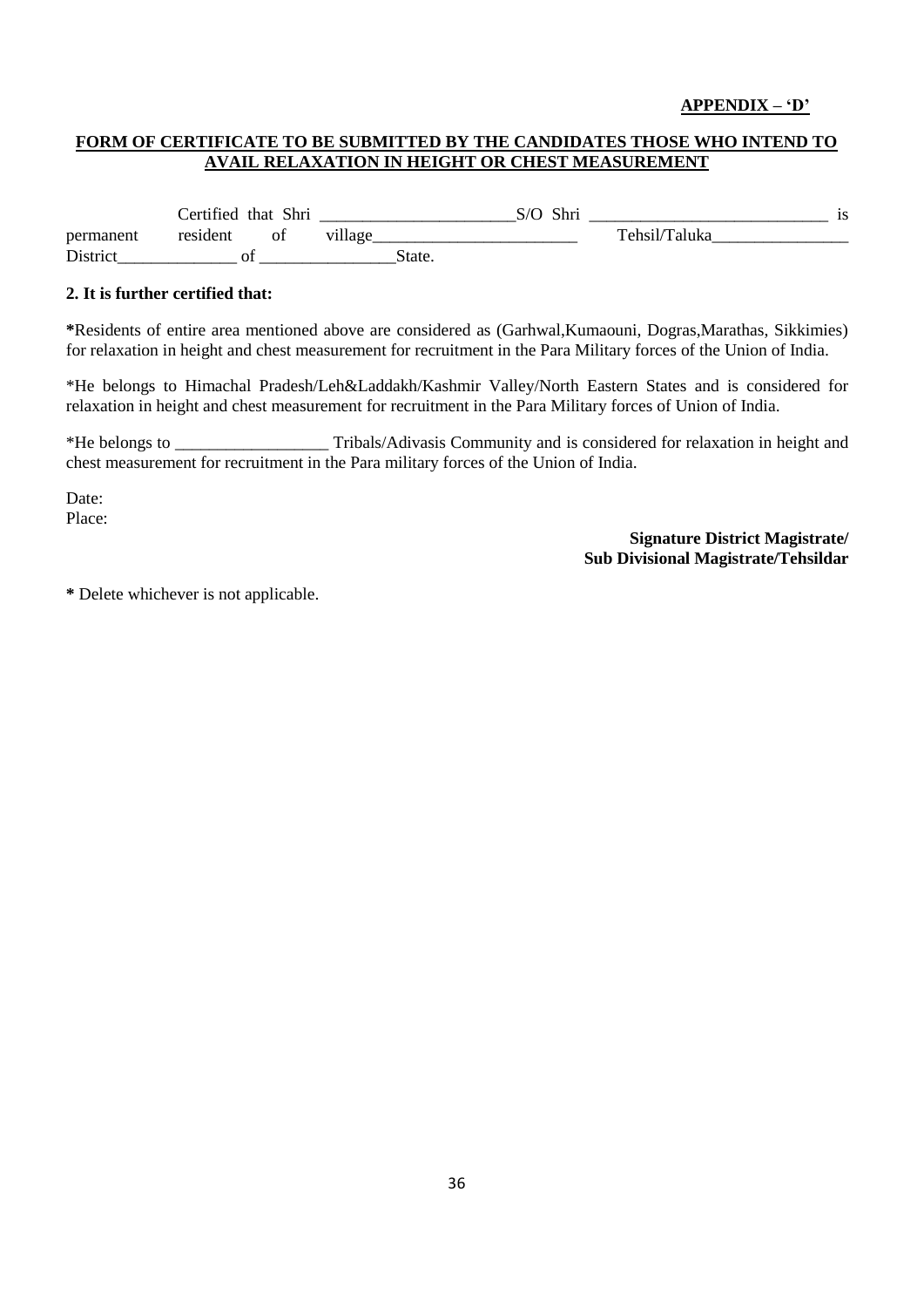**APPENDIX – 'D'**

**FORM OF CERTIFICATE TO BE SUBMITTED BY THE CANDIDATES THOSE WHO INTEND TO AVAIL RELAXATION IN HEIGHT OR CHEST MEASUREMENT**

Certified that Shri _______________________S/O Shri ____________________________ is permanent resident of village________________________ Tehsil/Taluka________________ District______________ of ________________State.

**2. It is further certified that:**

**\***Residents of entire area mentioned above are considered as (Garhwal,Kumaouni, Dogras,Marathas, Sikkimies) for relaxation in height and chest measurement for recruitment in the Para Military forces of the Union of India.

\*He belongs to Himachal Pradesh/Leh&Laddakh/Kashmir Valley/North Eastern States and is considered for relaxation in height and chest measurement for recruitment in the Para Military forces of Union of India.

\*He belongs to __________________ Tribals/Adivasis Community and is considered for relaxation in height and chest measurement for recruitment in the Para military forces of the Union of India.

Date:
Place:

**Signature District Magistrate/**
**Sub Divisional Magistrate/Tehsildar**

**\*** Delete whichever is not applicable.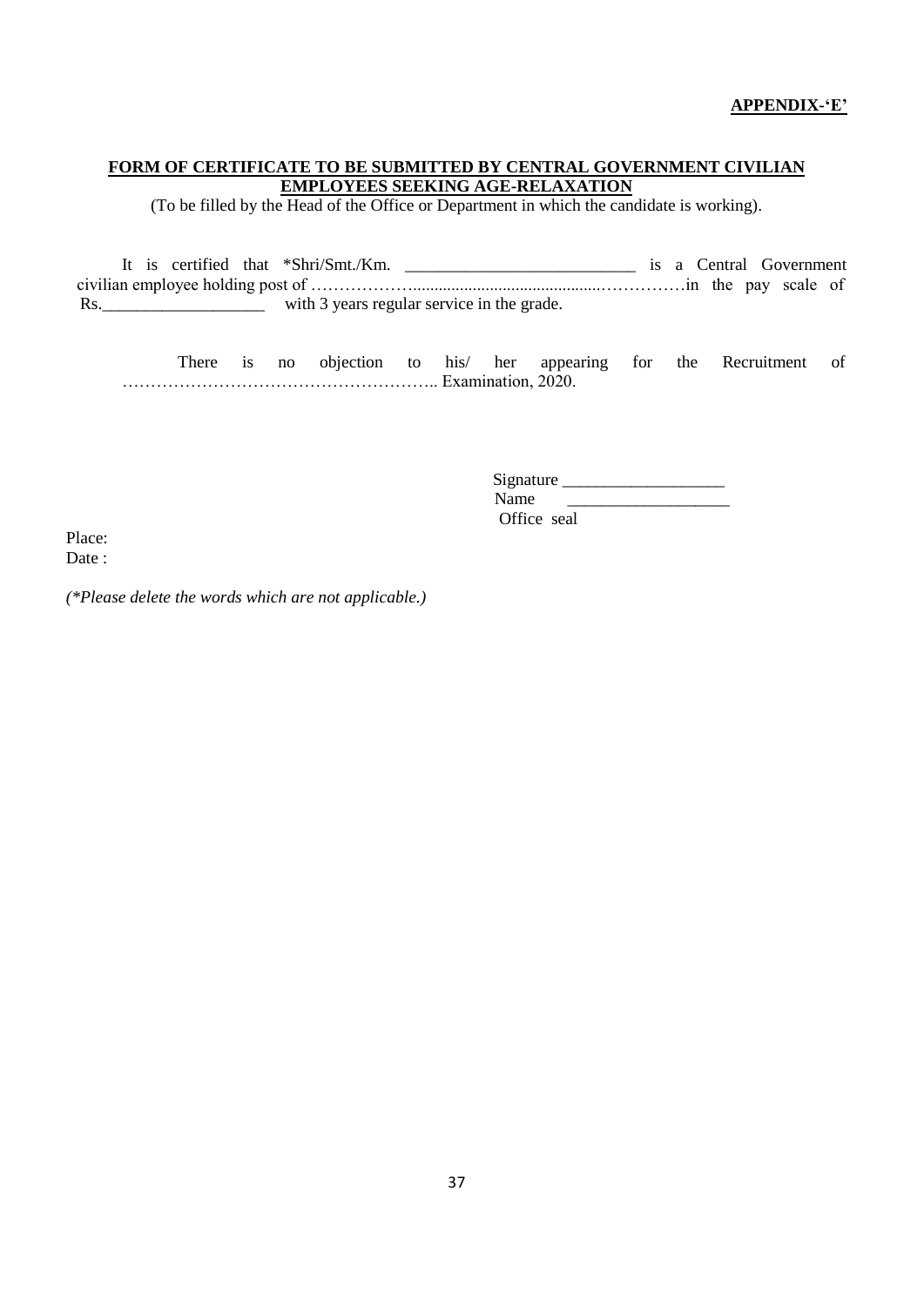**APPENDIX-'E'**

**FORM OF CERTIFICATE TO BE SUBMITTED BY CENTRAL GOVERNMENT CIVILIAN EMPLOYEES SEEKING AGE-RELAXATION**

(To be filled by the Head of the Office or Department in which the candidate is working).

It is certified that *Shri/Smt./Km. ___________________________ is a Central Government civilian employee holding post of ………………..........................................……………in the pay scale of Rs.___________________ with 3 years regular service in the grade.

There is no objection to his/ her appearing for the Recruitment of ……………………………………………….. Examination, 2020.

Signature ___________________

Name ___________________

Office seal

Place:

Date :

*(*Please delete the words which are not applicable.)*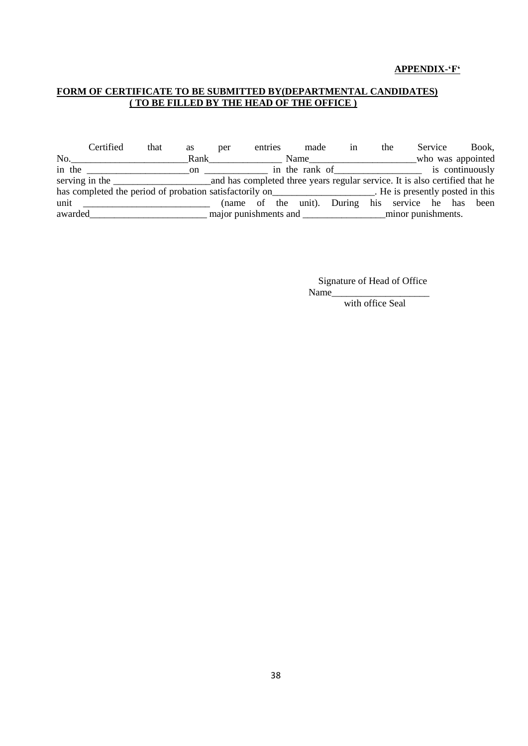**APPENDIX-'F'**

**FORM OF CERTIFICATE TO BE SUBMITTED BY(DEPARTMENTAL CANDIDATES)**
**( TO BE FILLED BY THE HEAD OF THE OFFICE )**

Certified that as per entries made in the Service Book, No.________________________Rank_______________ Name______________________who was appointed in the _____________________on _____________ in the rank of__________________ is continuously serving in the ____________________and has completed three years regular service. It is also certified that he has completed the period of probation satisfactorily on_____________________. He is presently posted in this unit __________________________ (name of the unit). During his service he has been awarded________________________ major punishments and _________________minor punishments.

Signature of Head of Office
Name____________________
with office Seal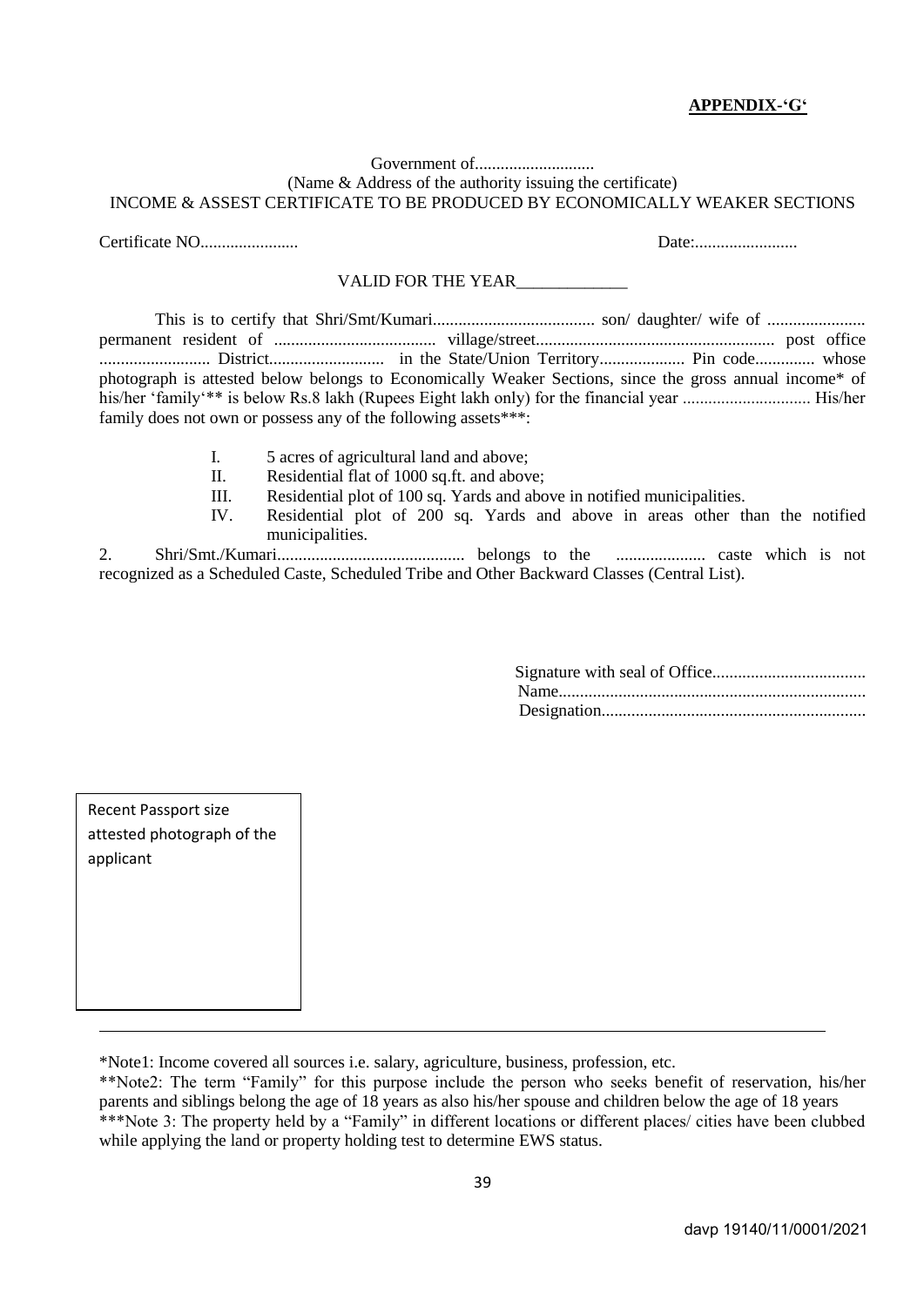**APPENDIX-'G'**

Government of............................

(Name & Address of the authority issuing the certificate)

INCOME & ASSEST CERTIFICATE TO BE PRODUCED BY ECONOMICALLY WEAKER SECTIONS

Certificate NO....................... Date:........................

VALID FOR THE YEAR_____________

This is to certify that Shri/Smt/Kumari...................................... son/ daughter/ wife of ....................... permanent resident of ...................................... village/street....................................................... post office .......................... District........................... in the State/Union Territory.................... Pin code.............. whose photograph is attested below belongs to Economically Weaker Sections, since the gross annual income* of his/her 'family'** is below Rs.8 lakh (Rupees Eight lakh only) for the financial year .............................. His/her family does not own or possess any of the following assets***:

I. 5 acres of agricultural land and above;
II. Residential flat of 1000 sq.ft. and above;
III. Residential plot of 100 sq. Yards and above in notified municipalities.
IV. Residential plot of 200 sq. Yards and above in areas other than the notified municipalities.

2. Shri/Smt./Kumari............................................ belongs to the ..................... caste which is not recognized as a Scheduled Caste, Scheduled Tribe and Other Backward Classes (Central List).

Signature with seal of Office....................................
Name.......................................................................
Designation..............................................................

Recent Passport size attested photograph of the applicant

---

*Note1: Income covered all sources i.e. salary, agriculture, business, profession, etc.

**Note2: The term "Family" for this purpose include the person who seeks benefit of reservation, his/her parents and siblings belong the age of 18 years as also his/her spouse and children below the age of 18 years

***Note 3: The property held by a "Family" in different locations or different places/ cities have been clubbed while applying the land or property holding test to determine EWS status.

davp 19140/11/0001/2021